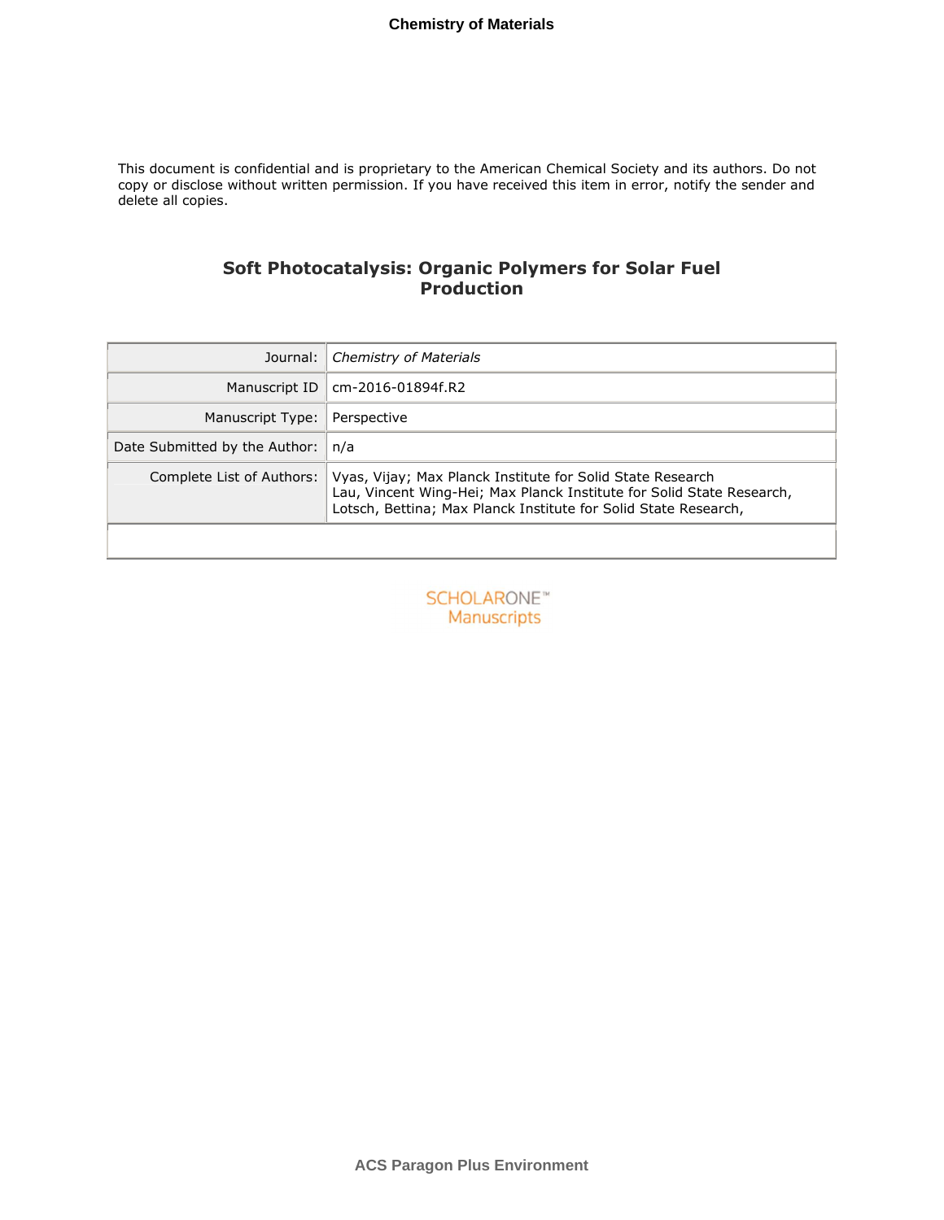This document is confidential and is proprietary to the American Chemical Society and its authors. Do not copy or disclose without written permission. If you have received this item in error, notify the sender and delete all copies.

# Soft Photocatalysis: Organic Polymers for Solar Fuel Production

| | |
|---|---|
| Journal: | *Chemistry of Materials* |
| Manuscript ID | cm-2016-01894f.R2 |
| Manuscript Type: | Perspective |
| Date Submitted by the Author: | n/a |
| Complete List of Authors: | Vyas, Vijay; Max Planck Institute for Solid State Research<br>Lau, Vincent Wing-Hei; Max Planck Institute for Solid State Research,<br>Lotsch, Bettina; Max Planck Institute for Solid State Research, |

SCHOLARONE™ Manuscripts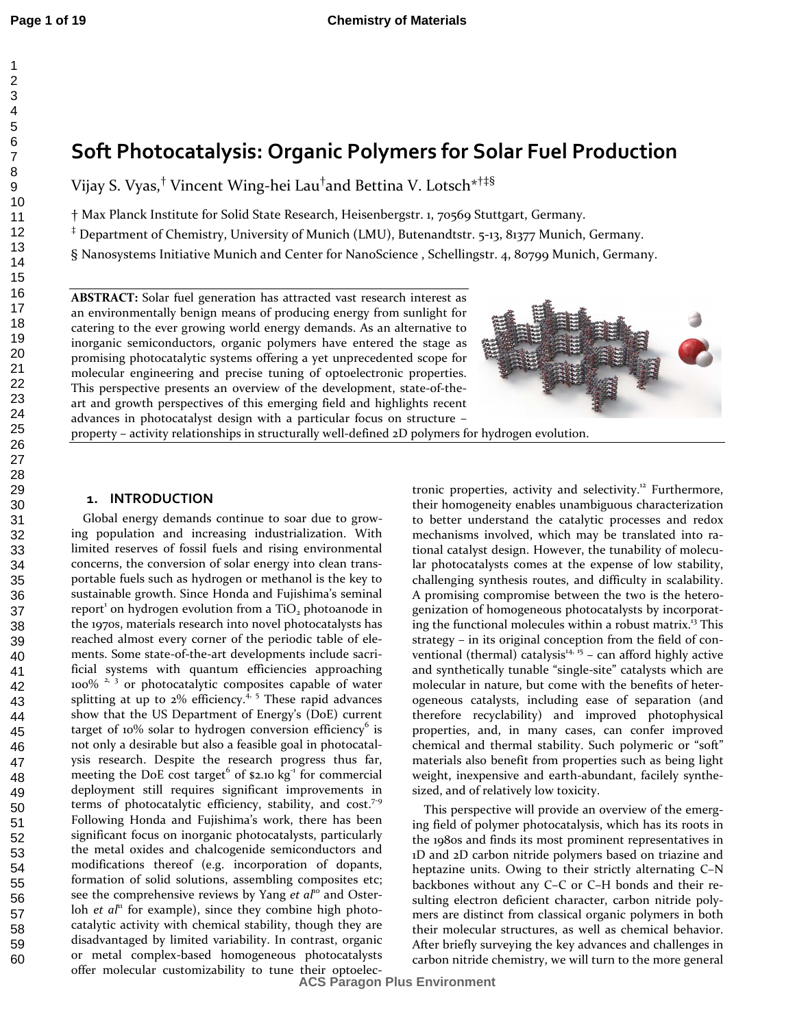# Soft Photocatalysis: Organic Polymers for Solar Fuel Production

Vijay S. Vyas,[†] Vincent Wing-hei Lau[†] and Bettina V. Lotsch*[†‡§]

† Max Planck Institute for Solid State Research, Heisenbergstr. 1, 70569 Stuttgart, Germany.

‡ Department of Chemistry, University of Munich (LMU), Butenandtstr. 5-13, 81377 Munich, Germany.

§ Nanosystems Initiative Munich and Center for NanoScience , Schellingstr. 4, 80799 Munich, Germany.

**ABSTRACT:** Solar fuel generation has attracted vast research interest as an environmentally benign means of producing energy from sunlight for catering to the ever growing world energy demands. As an alternative to inorganic semiconductors, organic polymers have entered the stage as promising photocatalytic systems offering a yet unprecedented scope for molecular engineering and precise tuning of optoelectronic properties. This perspective presents an overview of the development, state-of-the-art and growth perspectives of this emerging field and highlights recent advances in photocatalyst design with a particular focus on structure – property – activity relationships in structurally well-defined 2D polymers for hydrogen evolution.

## 1. INTRODUCTION

Global energy demands continue to soar due to growing population and increasing industrialization. With limited reserves of fossil fuels and rising environmental concerns, the conversion of solar energy into clean transportable fuels such as hydrogen or methanol is the key to sustainable growth. Since Honda and Fujishima's seminal report[1] on hydrogen evolution from a $TiO_2$ photoanode in the 1970s, materials research into novel photocatalysts has reached almost every corner of the periodic table of elements. Some state-of-the-art developments include sacrificial systems with quantum efficiencies approaching 100%[2, 3] or photocatalytic composites capable of water splitting at up to 2% efficiency.[4, 5] These rapid advances show that the US Department of Energy's (DoE) current target of 10% solar to hydrogen conversion efficiency[6] is not only a desirable but also a feasible goal in photocatalysis research. Despite the research progress thus far, meeting the DoE cost target[6] of $2.10 kg$^{-1}$ for commercial deployment still requires significant improvements in terms of photocatalytic efficiency, stability, and cost.[7-9] Following Honda and Fujishima's work, there has been significant focus on inorganic photocatalysts, particularly the metal oxides and chalcogenide semiconductors and modifications thereof (e.g. incorporation of dopants, formation of solid solutions, assembling composites etc; see the comprehensive reviews by Yang *et al*[10] and Osterloh *et al*[11] for example), since they combine high photocatalytic activity with chemical stability, though they are disadvantaged by limited variability. In contrast, organic or metal complex-based homogeneous photocatalysts offer molecular customizability to tune their optoelectronic properties, activity and selectivity.[12] Furthermore, their homogeneity enables unambiguous characterization to better understand the catalytic processes and redox mechanisms involved, which may be translated into rational catalyst design. However, the tunability of molecular photocatalysts comes at the expense of low stability, challenging synthesis routes, and difficulty in scalability. A promising compromise between the two is the heterogenization of homogeneous photocatalysts by incorporating the functional molecules within a robust matrix.[13] This strategy – in its original conception from the field of conventional (thermal) catalysis[14, 15] – can afford highly active and synthetically tunable "single-site" catalysts which are molecular in nature, but come with the benefits of heterogeneous catalysts, including ease of separation (and therefore recyclability) and improved photophysical properties, and, in many cases, can confer improved chemical and thermal stability. Such polymeric or "soft" materials also benefit from properties such as being light weight, inexpensive and earth-abundant, facilely synthesized, and of relatively low toxicity.

This perspective will provide an overview of the emerging field of polymer photocatalysis, which has its roots in the 1980s and finds its most prominent representatives in 1D and 2D carbon nitride polymers based on triazine and heptazine units. Owing to their strictly alternating C–N backbones without any C–C or C–H bonds and their resulting electron deficient character, carbon nitride polymers are distinct from classical organic polymers in both their molecular structures, as well as chemical behavior. After briefly surveying the key advances and challenges in carbon nitride chemistry, we will turn to the more general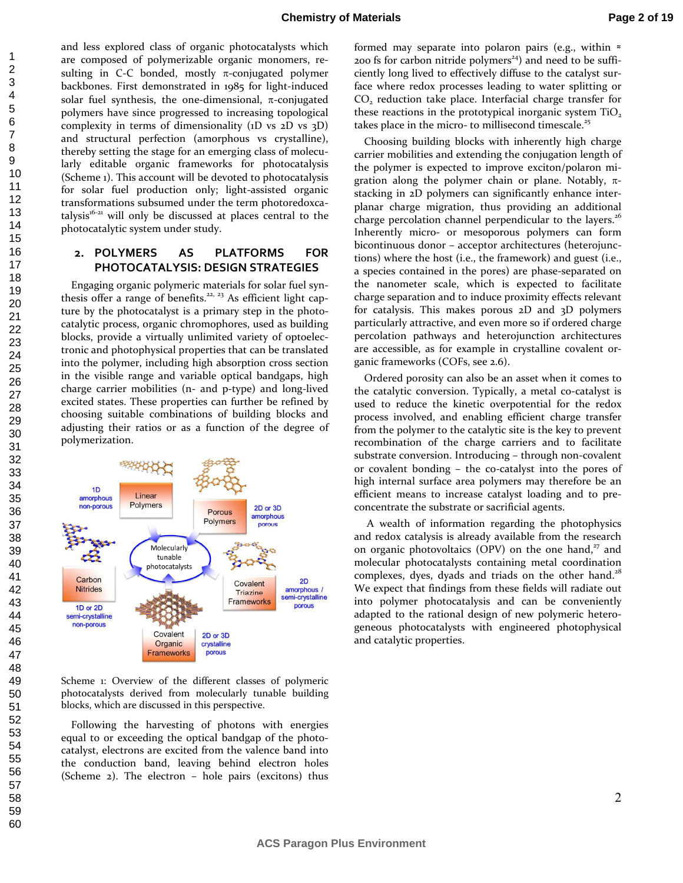and less explored class of organic photocatalysts which are composed of polymerizable organic monomers, resulting in C-C bonded, mostly π-conjugated polymer backbones. First demonstrated in 1985 for light-induced solar fuel synthesis, the one-dimensional, π-conjugated polymers have since progressed to increasing topological complexity in terms of dimensionality (1D vs 2D vs 3D) and structural perfection (amorphous vs crystalline), thereby setting the stage for an emerging class of molecularly editable organic frameworks for photocatalysis (Scheme 1). This account will be devoted to photocatalysis for solar fuel production only; light-assisted organic transformations subsumed under the term photoredoxcatalysis[16-21] will only be discussed at places central to the photocatalytic system under study.

## 2. POLYMERS AS PLATFORMS FOR PHOTOCATALYSIS: DESIGN STRATEGIES

Engaging organic polymeric materials for solar fuel synthesis offer a range of benefits.[22, 23] As efficient light capture by the photocatalyst is a primary step in the photocatalytic process, organic chromophores, used as building blocks, provide a virtually unlimited variety of optoelectronic and photophysical properties that can be translated into the polymer, including high absorption cross section in the visible range and variable optical bandgaps, high charge carrier mobilities (n- and p-type) and long-lived excited states. These properties can further be refined by choosing suitable combinations of building blocks and adjusting their ratios or as a function of the degree of polymerization.

Scheme 1: Overview of the different classes of polymeric photocatalysts derived from molecularly tunable building blocks, which are discussed in this perspective.

Following the harvesting of photons with energies equal to or exceeding the optical bandgap of the photocatalyst, electrons are excited from the valence band into the conduction band, leaving behind electron holes (Scheme 2). The electron – hole pairs (excitons) thus formed may separate into polaron pairs (e.g., within ≈ 200 fs for carbon nitride polymers[24]) and need to be sufficiently long lived to effectively diffuse to the catalyst surface where redox processes leading to water splitting or $CO_2$ reduction take place. Interfacial charge transfer for these reactions in the prototypical inorganic system $TiO_2$ takes place in the micro- to millisecond timescale.[25]

Choosing building blocks with inherently high charge carrier mobilities and extending the conjugation length of the polymer is expected to improve exciton/polaron migration along the polymer chain or plane. Notably, π-stacking in 2D polymers can significantly enhance interplanar charge migration, thus providing an additional charge percolation channel perpendicular to the layers.[26] Inherently micro- or mesoporous polymers can form bicontinuous donor – acceptor architectures (heterojunctions) where the host (i.e., the framework) and guest (i.e., a species contained in the pores) are phase-separated on the nanometer scale, which is expected to facilitate charge separation and to induce proximity effects relevant for catalysis. This makes porous 2D and 3D polymers particularly attractive, and even more so if ordered charge percolation pathways and heterojunction architectures are accessible, as for example in crystalline covalent organic frameworks (COFs, see 2.6).

Ordered porosity can also be an asset when it comes to the catalytic conversion. Typically, a metal co-catalyst is used to reduce the kinetic overpotential for the redox process involved, and enabling efficient charge transfer from the polymer to the catalytic site is the key to prevent recombination of the charge carriers and to facilitate substrate conversion. Introducing – through non-covalent or covalent bonding – the co-catalyst into the pores of high internal surface area polymers may therefore be an efficient means to increase catalyst loading and to preconcentrate the substrate or sacrificial agents.

A wealth of information regarding the photophysics and redox catalysis is already available from the research on organic photovoltaics (OPV) on the one hand,[27] and molecular photocatalysts containing metal coordination complexes, dyes, dyads and triads on the other hand.[28] We expect that findings from these fields will radiate out into polymer photocatalysis and can be conveniently adapted to the rational design of new polymeric heterogeneous photocatalysts with engineered photophysical and catalytic properties.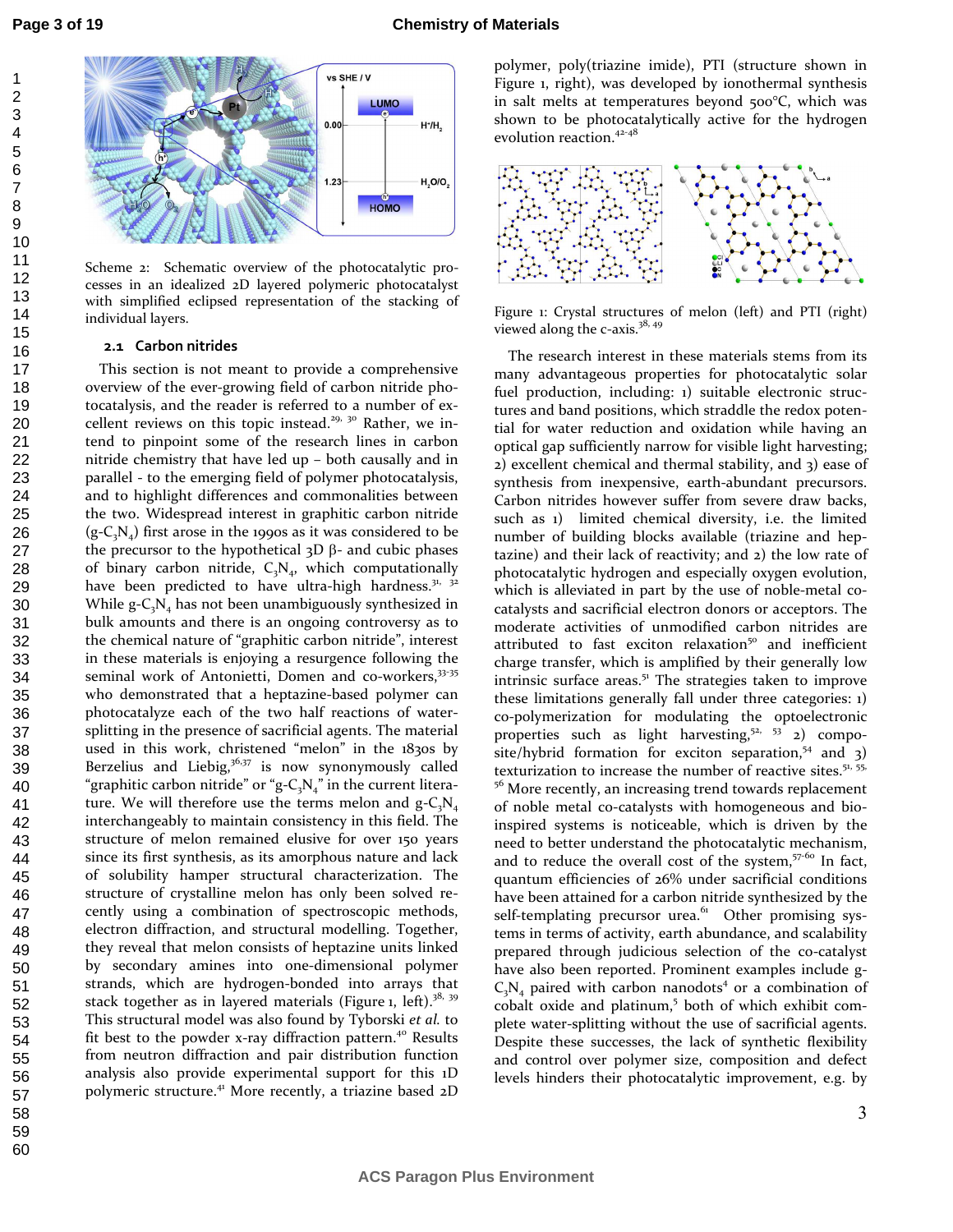Scheme 2: Schematic overview of the photocatalytic processes in an idealized 2D layered polymeric photocatalyst with simplified eclipsed representation of the stacking of individual layers.

### 2.1 Carbon nitrides

This section is not meant to provide a comprehensive overview of the ever-growing field of carbon nitride photocatalysis, and the reader is referred to a number of excellent reviews on this topic instead.[29, 30] Rather, we intend to pinpoint some of the research lines in carbon nitride chemistry that have led up – both causally and in parallel - to the emerging field of polymer photocatalysis, and to highlight differences and commonalities between the two. Widespread interest in graphitic carbon nitride ($g\text{-}C_3N_4$) first arose in the 1990s as it was considered to be the precursor to the hypothetical 3D β- and cubic phases of binary carbon nitride, $C_3N_4$, which computationally have been predicted to have ultra-high hardness.[31, 32] While $g\text{-}C_3N_4$ has not been unambiguously synthesized in bulk amounts and there is an ongoing controversy as to the chemical nature of "graphitic carbon nitride", interest in these materials is enjoying a resurgence following the seminal work of Antonietti, Domen and co-workers,[33-35] who demonstrated that a heptazine-based polymer can photocatalyze each of the two half reactions of water-splitting in the presence of sacrificial agents. The material used in this work, christened "melon" in the 1830s by Berzelius and Liebig,[36,37] is now synonymously called "graphitic carbon nitride" or "$g\text{-}C_3N_4$" in the current literature. We will therefore use the terms melon and $g\text{-}C_3N_4$ interchangeably to maintain consistency in this field. The structure of melon remained elusive for over 150 years since its first synthesis, as its amorphous nature and lack of solubility hamper structural characterization. The structure of crystalline melon has only been solved recently using a combination of spectroscopic methods, electron diffraction, and structural modelling. Together, they reveal that melon consists of heptazine units linked by secondary amines into one-dimensional polymer strands, which are hydrogen-bonded into arrays that stack together as in layered materials (Figure 1, left).[38, 39] This structural model was also found by Tyborski *et al.* to fit best to the powder x-ray diffraction pattern.[40] Results from neutron diffraction and pair distribution function analysis also provide experimental support for this 1D polymeric structure.[41] More recently, a triazine based 2D polymer, poly(triazine imide), PTI (structure shown in Figure 1, right), was developed by ionothermal synthesis in salt melts at temperatures beyond 500°C, which was shown to be photocatalytically active for the hydrogen evolution reaction.[42-48]

Figure 1: Crystal structures of melon (left) and PTI (right) viewed along the c-axis.[38, 49]

The research interest in these materials stems from its many advantageous properties for photocatalytic solar fuel production, including: 1) suitable electronic structures and band positions, which straddle the redox potential for water reduction and oxidation while having an optical gap sufficiently narrow for visible light harvesting; 2) excellent chemical and thermal stability, and 3) ease of synthesis from inexpensive, earth-abundant precursors. Carbon nitrides however suffer from severe draw backs, such as 1) limited chemical diversity, i.e. the limited number of building blocks available (triazine and heptazine) and their lack of reactivity; and 2) the low rate of photocatalytic hydrogen and especially oxygen evolution, which is alleviated in part by the use of noble-metal co-catalysts and sacrificial electron donors or acceptors. The moderate activities of unmodified carbon nitrides are attributed to fast exciton relaxation[50] and inefficient charge transfer, which is amplified by their generally low intrinsic surface areas.[51] The strategies taken to improve these limitations generally fall under three categories: 1) co-polymerization for modulating the optoelectronic properties such as light harvesting,[52, 53] 2) composite/hybrid formation for exciton separation,[54] and 3) texturization to increase the number of reactive sites.[51, 55, 56] More recently, an increasing trend towards replacement of noble metal co-catalysts with homogeneous and bio-inspired systems is noticeable, which is driven by the need to better understand the photocatalytic mechanism, and to reduce the overall cost of the system,[57-60] In fact, quantum efficiencies of 26% under sacrificial conditions have been attained for a carbon nitride synthesized by the self-templating precursor urea.[61] Other promising systems in terms of activity, earth abundance, and scalability prepared through judicious selection of the co-catalyst have also been reported. Prominent examples include $g\text{-}C_3N_4$ paired with carbon nanodots[4] or a combination of cobalt oxide and platinum,[5] both of which exhibit complete water-splitting without the use of sacrificial agents. Despite these successes, the lack of synthetic flexibility and control over polymer size, composition and defect levels hinders their photocatalytic improvement, e.g. by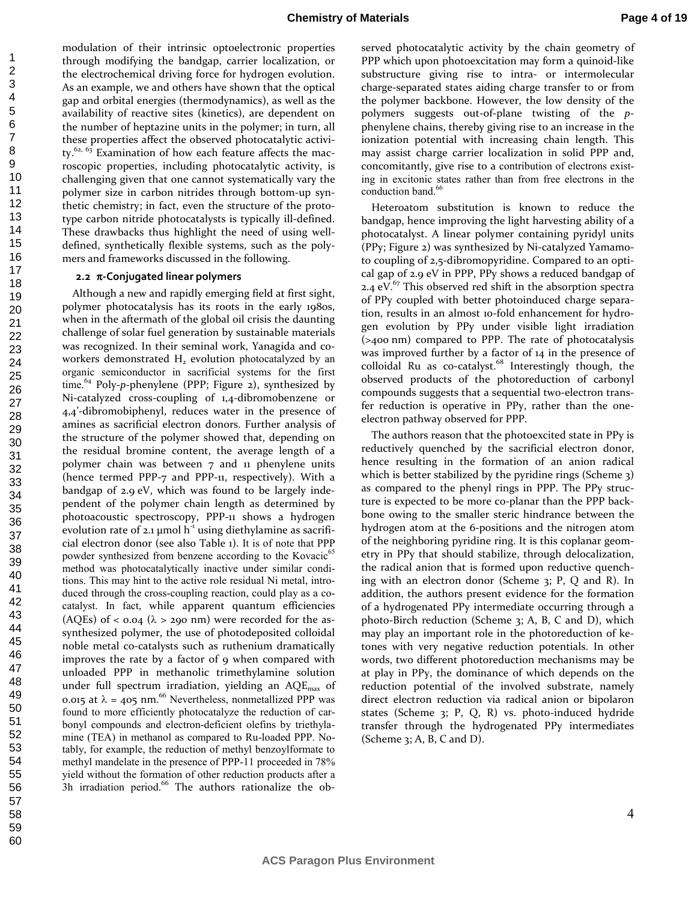modulation of their intrinsic optoelectronic properties through modifying the bandgap, carrier localization, or the electrochemical driving force for hydrogen evolution. As an example, we and others have shown that the optical gap and orbital energies (thermodynamics), as well as the availability of reactive sites (kinetics), are dependent on the number of heptazine units in the polymer; in turn, all these properties affect the observed photocatalytic activity.[62, 63] Examination of how each feature affects the macroscopic properties, including photocatalytic activity, is challenging given that one cannot systematically vary the polymer size in carbon nitrides through bottom-up synthetic chemistry; in fact, even the structure of the prototype carbon nitride photocatalysts is typically ill-defined. These drawbacks thus highlight the need of using well-defined, synthetically flexible systems, such as the polymers and frameworks discussed in the following.

### 2.2 π-Conjugated linear polymers

Although a new and rapidly emerging field at first sight, polymer photocatalysis has its roots in the early 1980s, when in the aftermath of the global oil crisis the daunting challenge of solar fuel generation by sustainable materials was recognized. In their seminal work, Yanagida and coworkers demonstrated $H_2$ evolution photocatalyzed by an organic semiconductor in sacrificial systems for the first time.[64] Poly-*p*-phenylene (PPP; Figure 2), synthesized by Ni-catalyzed cross-coupling of 1,4-dibromobenzene or 4,4'-dibromobiphenyl, reduces water in the presence of amines as sacrificial electron donors. Further analysis of the structure of the polymer showed that, depending on the residual bromine content, the average length of a polymer chain was between 7 and 11 phenylene units (hence termed PPP-7 and PPP-11, respectively). With a bandgap of 2.9 eV, which was found to be largely independent of the polymer chain length as determined by photoacoustic spectroscopy, PPP-11 shows a hydrogen evolution rate of 2.1 µmol $h^{-1}$ using diethylamine as sacrificial electron donor (see also Table 1). It is of note that PPP powder synthesized from benzene according to the Kovacic[65] method was photocatalytically inactive under similar conditions. This may hint to the active role residual Ni metal, introduced through the cross-coupling reaction, could play as a co-catalyst. In fact, while apparent quantum efficiencies (AQEs) of < 0.04 (λ > 290 nm) were recorded for the as-synthesized polymer, the use of photodeposited colloidal noble metal co-catalysts such as ruthenium dramatically improves the rate by a factor of 9 when compared with unloaded PPP in methanolic trimethylamine solution under full spectrum irradiation, yielding an $AQE_{max}$ of 0.015 at λ = 405 nm.[66] Nevertheless, nonmetallized PPP was found to more efficiently photocatalyze the reduction of carbonyl compounds and electron-deficient olefins by triethylamine (TEA) in methanol as compared to Ru-loaded PPP. Notably, for example, the reduction of methyl benzoylformate to methyl mandelate in the presence of PPP-11 proceeded in 78% yield without the formation of other reduction products after a 3h irradiation period.[66] The authors rationalize the observed photocatalytic activity by the chain geometry of PPP which upon photoexcitation may form a quinoid-like substructure giving rise to intra- or intermolecular charge-separated states aiding charge transfer to or from the polymer backbone. However, the low density of the polymers suggests out-of-plane twisting of the *p*-phenylene chains, thereby giving rise to an increase in the ionization potential with increasing chain length. This may assist charge carrier localization in solid PPP and, concomitantly, give rise to a contribution of electrons existing in excitonic states rather than from free electrons in the conduction band.[66]

Heteroatom substitution is known to reduce the bandgap, hence improving the light harvesting ability of a photocatalyst. A linear polymer containing pyridyl units (PPy; Figure 2) was synthesized by Ni-catalyzed Yamamoto coupling of 2,5-dibromopyridine. Compared to an optical gap of 2.9 eV in PPP, PPy shows a reduced bandgap of 2.4 eV.[67] This observed red shift in the absorption spectra of PPy coupled with better photoinduced charge separation, results in an almost 10-fold enhancement for hydrogen evolution by PPy under visible light irradiation (>400 nm) compared to PPP. The rate of photocatalysis was improved further by a factor of 14 in the presence of colloidal Ru as co-catalyst.[68] Interestingly though, the observed products of the photoreduction of carbonyl compounds suggests that a sequential two-electron transfer reduction is operative in PPy, rather than the one-electron pathway observed for PPP.

The authors reason that the photoexcited state in PPy is reductively quenched by the sacrificial electron donor, hence resulting in the formation of an anion radical which is better stabilized by the pyridine rings (Scheme 3) as compared to the phenyl rings in PPP. The PPy structure is expected to be more co-planar than the PPP backbone owing to the smaller steric hindrance between the hydrogen atom at the 6-positions and the nitrogen atom of the neighboring pyridine ring. It is this coplanar geometry in PPy that should stabilize, through delocalization, the radical anion that is formed upon reductive quenching with an electron donor (Scheme 3; P, Q and R). In addition, the authors present evidence for the formation of a hydrogenated PPy intermediate occurring through a photo-Birch reduction (Scheme 3; A, B, C and D), which may play an important role in the photoreduction of ketones with very negative reduction potentials. In other words, two different photoreduction mechanisms may be at play in PPy, the dominance of which depends on the reduction potential of the involved substrate, namely direct electron reduction via radical anion or bipolaron states (Scheme 3; P, Q, R) vs. photo-induced hydride transfer through the hydrogenated PPy intermediates (Scheme 3; A, B, C and D).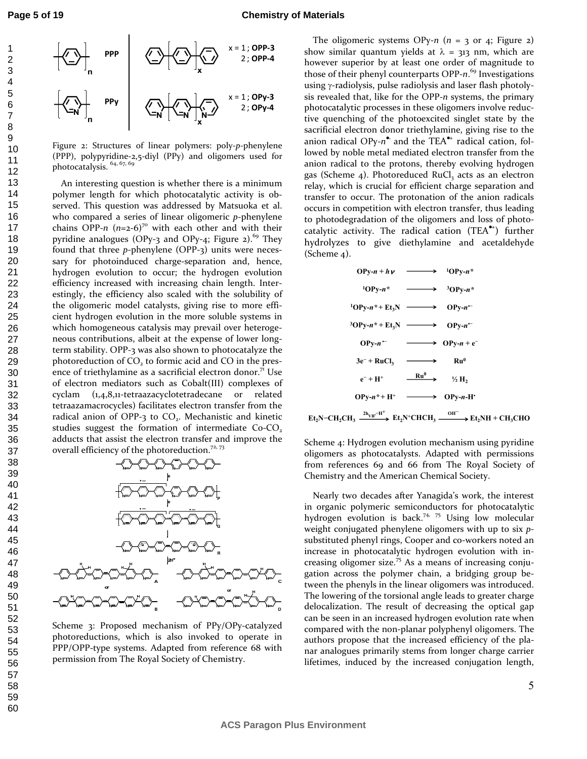Figure 2: Structures of linear polymers: poly-*p*-phenylene (PPP), polypyridine-2,5-diyl (PPy) and oligomers used for photocatalysis. [64, 67, 69]

An interesting question is whether there is a minimum polymer length for which photocatalytic activity is observed. This question was addressed by Matsuoka et al. who compared a series of linear oligomeric *p*-phenylene chains OPP-*n* (*n*=2-6)[70] with each other and with their pyridine analogues (OPy-3 and OPy-4; Figure 2).[69] They found that three *p*-phenylene (OPP-3) units were necessary for photoinduced charge-separation and, hence, hydrogen evolution to occur; the hydrogen evolution efficiency increased with increasing chain length. Interestingly, the efficiency also scaled with the solubility of the oligomeric model catalysts, giving rise to more efficient hydrogen evolution in the more soluble systems in which homogeneous catalysis may prevail over heterogeneous contributions, albeit at the expense of lower long-term stability. OPP-3 was also shown to photocatalyze the photoreduction of $CO_2$ to formic acid and CO in the presence of triethylamine as a sacrificial electron donor.[71] Use of electron mediators such as Cobalt(III) complexes of cyclam (1,4,8,11-tetraazacyclotetradecane or related tetraazamacrocycles) facilitates electron transfer from the radical anion of OPP-3 to $CO_2$. Mechanistic and kinetic studies suggest the formation of intermediate Co-$CO_2$ adducts that assist the electron transfer and improve the overall efficiency of the photoreduction.[72, 73]

Scheme 3: Proposed mechanism of PPy/OPy-catalyzed photoreductions, which is also invoked to operate in PPP/OPP-type systems. Adapted from reference 68 with permission from The Royal Society of Chemistry.

The oligomeric systems OPy-*n* (*n* = 3 or 4; Figure 2) show similar quantum yields at $\lambda$ = 313 nm, which are however superior by at least one order of magnitude to those of their phenyl counterparts OPP-*n*.[69] Investigations using $\gamma$-radiolysis, pulse radiolysis and laser flash photolysis revealed that, like for the OPP-*n* systems, the primary photocatalytic processes in these oligomers involve reductive quenching of the photoexcited singlet state by the sacrificial electron donor triethylamine, giving rise to the anion radical OPy-$n^{\bullet-}$ and the $TEA^{\bullet+}$ radical cation, followed by noble metal mediated electron transfer from the anion radical to the protons, thereby evolving hydrogen gas (Scheme 4). Photoreduced $RuCl_3$ acts as an electron relay, which is crucial for efficient charge separation and transfer to occur. The protonation of the anion radicals occurs in competition with electron transfer, thus leading to photodegradation of the oligomers and loss of photocatalytic activity. The radical cation ($TEA^{\bullet+}$) further hydrolyzes to give diethylamine and acetaldehyde (Scheme 4).

$$\text{OPy-}n + h\nu \longrightarrow {}^1\text{OPy-}n^*$$
$$^1\text{OPy-}n^* \longrightarrow {}^3\text{OPy-}n^*$$
$$^1\text{OPy-}n^* + \text{Et}_3\text{N} \longrightarrow \text{OPy-}n^{\bullet-}$$
$$^3\text{OPy-}n^* + \text{Et}_3\text{N} \longrightarrow \text{OPy-}n^{\bullet-}$$
$$\text{OPy-}n^{\bullet-} \longrightarrow \text{OPy-}n + e^-$$
$$3e^- + \text{RuCl}_3 \longrightarrow \text{Ru}^0$$
$$e^- + \text{H}^+ \xrightarrow{\text{Ru}^0} \tfrac{1}{2}\,\text{H}_2$$
$$\text{OPy-}n^* + \text{H}^+ \longrightarrow \text{OPy-}n\text{-H}^\bullet$$
$$\text{Et}_2\text{N–CH}_2\text{CH}_3 \xrightarrow{2h_{VB}^+ -\text{H}^+} \text{Et}_2\text{N}^+\text{CHCH}_3 \xrightarrow{\text{OH}^-} \text{Et}_2\text{NH} + \text{CH}_3\text{CHO}$$

Scheme 4: Hydrogen evolution mechanism using pyridine oligomers as photocatalysts. Adapted with permissions from references 69 and 66 from The Royal Society of Chemistry and the American Chemical Society.

Nearly two decades after Yanagida's work, the interest in organic polymeric semiconductors for photocatalytic hydrogen evolution is back.[74, 75] Using low molecular weight conjugated phenylene oligomers with up to six *p*-substituted phenyl rings, Cooper and co-workers noted an increase in photocatalytic hydrogen evolution with increasing oligomer size.[75] As a means of increasing conjugation across the polymer chain, a bridging group between the phenyls in the linear oligomers was introduced. The lowering of the torsional angle leads to greater charge delocalization. The result of decreasing the optical gap can be seen in an increased hydrogen evolution rate when compared with the non-planar polyphenyl oligomers. The authors propose that the increased efficiency of the planar analogues primarily stems from longer charge carrier lifetimes, induced by the increased conjugation length,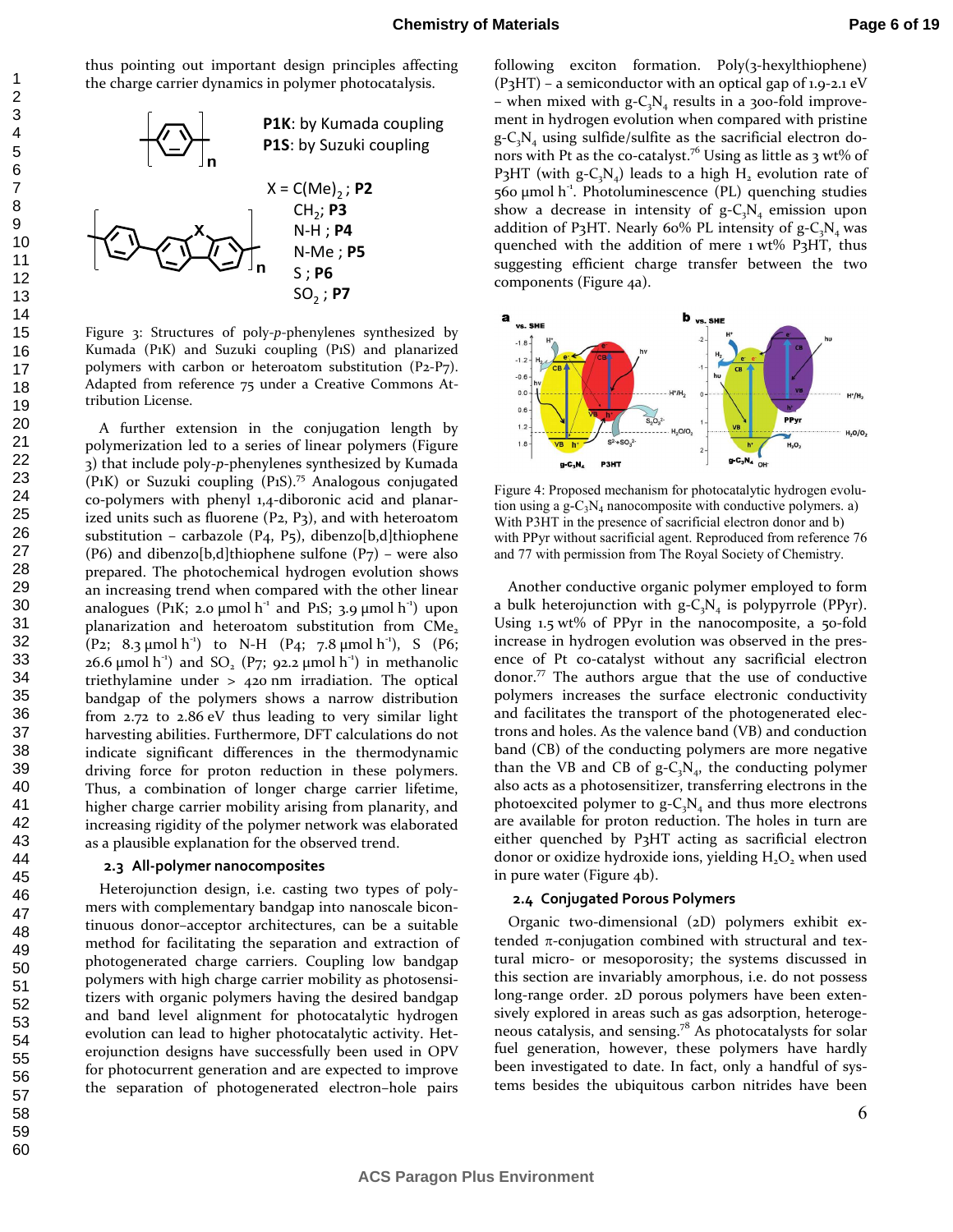thus pointing out important design principles affecting the charge carrier dynamics in polymer photocatalysis.

Figure 3: Structures of poly-*p*-phenylenes synthesized by Kumada (P1K) and Suzuki coupling (P1S) and planarized polymers with carbon or heteroatom substitution (P2-P7). Adapted from reference 75 under a Creative Commons Attribution License.

A further extension in the conjugation length by polymerization led to a series of linear polymers (Figure 3) that include poly-*p*-phenylenes synthesized by Kumada (P1K) or Suzuki coupling (P1S).[75] Analogous conjugated co-polymers with phenyl 1,4-diboronic acid and planarized units such as fluorene (P2, P3), and with heteroatom substitution – carbazole (P4, P5), dibenzo[b,d]thiophene (P6) and dibenzo[b,d]thiophene sulfone (P7) – were also prepared. The photochemical hydrogen evolution shows an increasing trend when compared with the other linear analogues (P1K; 2.0 μmol $h^{-1}$ and P1S; 3.9 μmol $h^{-1}$) upon planarization and heteroatom substitution from $CMe_2$ (P2; 8.3 μmol $h^{-1}$) to N-H (P4; 7.8 μmol $h^{-1}$), S (P6; 26.6 μmol $h^{-1}$) and $SO_2$ (P7; 92.2 μmol $h^{-1}$) in methanolic triethylamine under > 420 nm irradiation. The optical bandgap of the polymers shows a narrow distribution from 2.72 to 2.86 eV thus leading to very similar light harvesting abilities. Furthermore, DFT calculations do not indicate significant differences in the thermodynamic driving force for proton reduction in these polymers. Thus, a combination of longer charge carrier lifetime, higher charge carrier mobility arising from planarity, and increasing rigidity of the polymer network was elaborated as a plausible explanation for the observed trend.

### 2.3 All-polymer nanocomposites

Heterojunction design, i.e. casting two types of polymers with complementary bandgap into nanoscale bicontinuous donor–acceptor architectures, can be a suitable method for facilitating the separation and extraction of photogenerated charge carriers. Coupling low bandgap polymers with high charge carrier mobility as photosensitizers with organic polymers having the desired bandgap and band level alignment for photocatalytic hydrogen evolution can lead to higher photocatalytic activity. Heterojunction designs have successfully been used in OPV for photocurrent generation and are expected to improve the separation of photogenerated electron–hole pairs following exciton formation. Poly(3-hexylthiophene) (P3HT) – a semiconductor with an optical gap of 1.9-2.1 eV – when mixed with g-$C_3N_4$ results in a 300-fold improvement in hydrogen evolution when compared with pristine g-$C_3N_4$ using sulfide/sulfite as the sacrificial electron donors with Pt as the co-catalyst.[76] Using as little as 3 wt% of P3HT (with g-$C_3N_4$) leads to a high $H_2$ evolution rate of 560 μmol $h^{-1}$. Photoluminescence (PL) quenching studies show a decrease in intensity of g-$C_3N_4$ emission upon addition of P3HT. Nearly 60% PL intensity of g-$C_3N_4$ was quenched with the addition of mere 1 wt% P3HT, thus suggesting efficient charge transfer between the two components (Figure 4a).

Figure 4: Proposed mechanism for photocatalytic hydrogen evolution using a g-$C_3N_4$ nanocomposite with conductive polymers. a) With P3HT in the presence of sacrificial electron donor and b) with PPyr without sacrificial agent. Reproduced from reference 76 and 77 with permission from The Royal Society of Chemistry.

Another conductive organic polymer employed to form a bulk heterojunction with g-$C_3N_4$ is polypyrrole (PPyr). Using 1.5 wt% of PPyr in the nanocomposite, a 50-fold increase in hydrogen evolution was observed in the presence of Pt co-catalyst without any sacrificial electron donor.[77] The authors argue that the use of conductive polymers increases the surface electronic conductivity and facilitates the transport of the photogenerated electrons and holes. As the valence band (VB) and conduction band (CB) of the conducting polymers are more negative than the VB and CB of g-$C_3N_4$, the conducting polymer also acts as a photosensitizer, transferring electrons in the photoexcited polymer to g-$C_3N_4$ and thus more electrons are available for proton reduction. The holes in turn are either quenched by P3HT acting as sacrificial electron donor or oxidize hydroxide ions, yielding $H_2O_2$ when used in pure water (Figure 4b).

### 2.4 Conjugated Porous Polymers

Organic two-dimensional (2D) polymers exhibit extended π-conjugation combined with structural and textural micro- or mesoporosity; the systems discussed in this section are invariably amorphous, i.e. do not possess long-range order. 2D porous polymers have been extensively explored in areas such as gas adsorption, heterogeneous catalysis, and sensing.[78] As photocatalysts for solar fuel generation, however, these polymers have hardly been investigated to date. In fact, only a handful of systems besides the ubiquitous carbon nitrides have been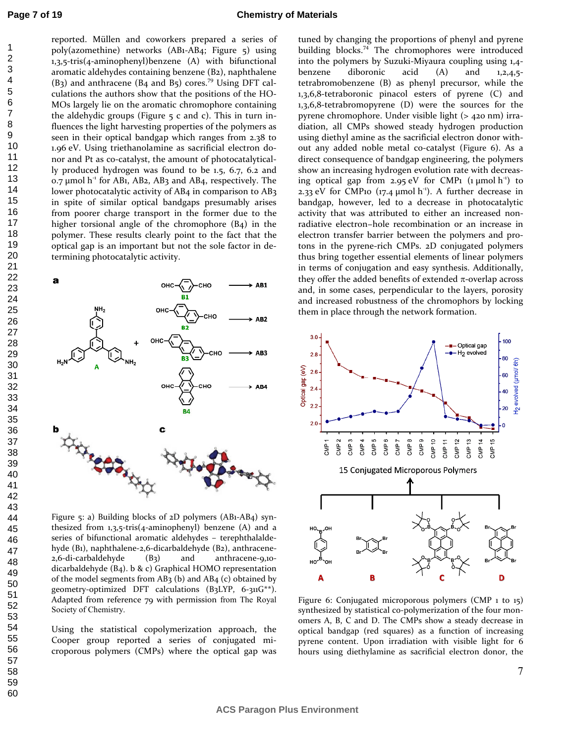reported. Müllen and coworkers prepared a series of poly(azomethine) networks (AB1-AB4; Figure 5) using 1,3,5-tris(4-aminophenyl)benzene (A) with bifunctional aromatic aldehydes containing benzene (B2), naphthalene (B3) and anthracene (B4 and B5) cores.[79] Using DFT calculations the authors show that the positions of the HOMOs largely lie on the aromatic chromophore containing the aldehydic groups (Figure 5 c and c). This in turn influences the light harvesting properties of the polymers as seen in their optical bandgap which ranges from 2.38 to 1.96 eV. Using triethanolamine as sacrificial electron donor and Pt as co-catalyst, the amount of photocatalytically produced hydrogen was found to be 1.5, 6.7, 6.2 and 0.7 μmol $h^{-1}$ for AB1, AB2, AB3 and AB4, respectively. The lower photocatalytic activity of AB4 in comparison to AB3 in spite of similar optical bandgaps presumably arises from poorer charge transport in the former due to the higher torsional angle of the chromophore (B4) in the polymer. These results clearly point to the fact that the optical gap is an important but not the sole factor in determining photocatalytic activity.

Figure 5: a) Building blocks of 2D polymers (AB1-AB4) synthesized from 1,3,5-tris(4-aminophenyl) benzene (A) and a series of bifunctional aromatic aldehydes – terephthalaldehyde (B1), naphthalene-2,6-dicarbaldehyde (B2), anthracene-2,6-di-carbaldehyde (B3) and anthracene-9,10-dicarbaldehyde (B4). b & c) Graphical HOMO representation of the model segments from AB3 (b) and AB4 (c) obtained by geometry-optimized DFT calculations (B3LYP, 6-311G**). Adapted from reference 79 with permission from The Royal Society of Chemistry.

Using the statistical copolymerization approach, the Cooper group reported a series of conjugated microporous polymers (CMPs) where the optical gap was tuned by changing the proportions of phenyl and pyrene building blocks.[74] The chromophores were introduced into the polymers by Suzuki-Miyaura coupling using 1,4-benzene diboronic acid (A) and 1,2,4,5-tetrabromobenzene (B) as phenyl precursor, while the 1,3,6,8-tetraboronic pinacol esters of pyrene (C) and 1,3,6,8-tetrabromopyrene (D) were the sources for the pyrene chromophore. Under visible light (> 420 nm) irradiation, all CMPs showed steady hydrogen production using diethyl amine as the sacrificial electron donor without any added noble metal co-catalyst (Figure 6). As a direct consequence of bandgap engineering, the polymers show an increasing hydrogen evolution rate with decreasing optical gap from 2.95 eV for CMP1 (1 μmol $h^{-1}$) to 2.33 eV for CMP10 (17.4 μmol $h^{-1}$). A further decrease in bandgap, however, led to a decrease in photocatalytic activity that was attributed to either an increased non-radiative electron–hole recombination or an increase in electron transfer barrier between the polymers and protons in the pyrene-rich CMPs. 2D conjugated polymers thus bring together essential elements of linear polymers in terms of conjugation and easy synthesis. Additionally, they offer the added benefits of extended π-overlap across and, in some cases, perpendicular to the layers, porosity and increased robustness of the chromophors by locking them in place through the network formation.

Figure 6: Conjugated microporous polymers (CMP 1 to 15) synthesized by statistical co-polymerization of the four monomers A, B, C and D. The CMPs show a steady decrease in optical bandgap (red squares) as a function of increasing pyrene content. Upon irradiation with visible light for 6 hours using diethylamine as sacrificial electron donor, the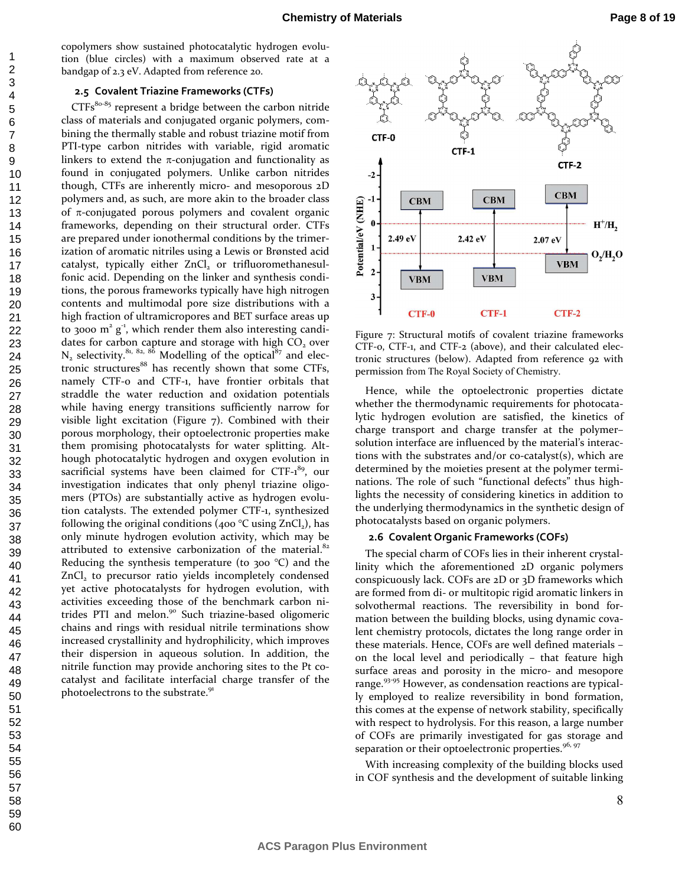copolymers show sustained photocatalytic hydrogen evolution (blue circles) with a maximum observed rate at a bandgap of 2.3 eV. Adapted from reference 20.

### 2.5 Covalent Triazine Frameworks (CTFs)

CTFs[80-85] represent a bridge between the carbon nitride class of materials and conjugated organic polymers, combining the thermally stable and robust triazine motif from PTI-type carbon nitrides with variable, rigid aromatic linkers to extend the π-conjugation and functionality as found in conjugated polymers. Unlike carbon nitrides though, CTFs are inherently micro- and mesoporous 2D polymers and, as such, are more akin to the broader class of π-conjugated porous polymers and covalent organic frameworks, depending on their structural order. CTFs are prepared under ionothermal conditions by the trimerization of aromatic nitriles using a Lewis or Brønsted acid catalyst, typically either $ZnCl_2$ or trifluoromethanesulfonic acid. Depending on the linker and synthesis conditions, the porous frameworks typically have high nitrogen contents and multimodal pore size distributions with a high fraction of ultramicropores and BET surface areas up to 3000 $m^2\ g^{-1}$, which render them also interesting candidates for carbon capture and storage with high $CO_2$ over $N_2$ selectivity.[81, 82, 86] Modelling of the optical[87] and electronic structures[88] has recently shown that some CTFs, namely CTF-0 and CTF-1, have frontier orbitals that straddle the water reduction and oxidation potentials while having energy transitions sufficiently narrow for visible light excitation (Figure 7). Combined with their porous morphology, their optoelectronic properties make them promising photocatalysts for water splitting. Although photocatalytic hydrogen and oxygen evolution in sacrificial systems have been claimed for CTF-1[89], our investigation indicates that only phenyl triazine oligomers (PTOs) are substantially active as hydrogen evolution catalysts. The extended polymer CTF-1, synthesized following the original conditions (400 °C using $ZnCl_2$), has only minute hydrogen evolution activity, which may be attributed to extensive carbonization of the material.[82] Reducing the synthesis temperature (to 300 °C) and the $ZnCl_2$ to precursor ratio yields incompletely condensed yet active photocatalysts for hydrogen evolution, with activities exceeding those of the benchmark carbon nitrides PTI and melon.[90] Such triazine-based oligomeric chains and rings with residual nitrile terminations show increased crystallinity and hydrophilicity, which improves their dispersion in aqueous solution. In addition, the nitrile function may provide anchoring sites to the Pt co-catalyst and facilitate interfacial charge transfer of the photoelectrons to the substrate.[91]

Figure 7: Structural motifs of covalent triazine frameworks CTF-0, CTF-1, and CTF-2 (above), and their calculated electronic structures (below). Adapted from reference 92 with permission from The Royal Society of Chemistry.

Hence, while the optoelectronic properties dictate whether the thermodynamic requirements for photocatalytic hydrogen evolution are satisfied, the kinetics of charge transport and charge transfer at the polymer–solution interface are influenced by the material's interactions with the substrates and/or co-catalyst(s), which are determined by the moieties present at the polymer terminations. The role of such "functional defects" thus highlights the necessity of considering kinetics in addition to the underlying thermodynamics in the synthetic design of photocatalysts based on organic polymers.

### 2.6 Covalent Organic Frameworks (COFs)

The special charm of COFs lies in their inherent crystallinity which the aforementioned 2D organic polymers conspicuously lack. COFs are 2D or 3D frameworks which are formed from di- or multitopic rigid aromatic linkers in solvothermal reactions. The reversibility in bond formation between the building blocks, using dynamic covalent chemistry protocols, dictates the long range order in these materials. Hence, COFs are well defined materials – on the local level and periodically – that feature high surface areas and porosity in the micro- and mesopore range.[93-95] However, as condensation reactions are typically employed to realize reversibility in bond formation, this comes at the expense of network stability, specifically with respect to hydrolysis. For this reason, a large number of COFs are primarily investigated for gas storage and separation or their optoelectronic properties.[96, 97]

With increasing complexity of the building blocks used in COF synthesis and the development of suitable linking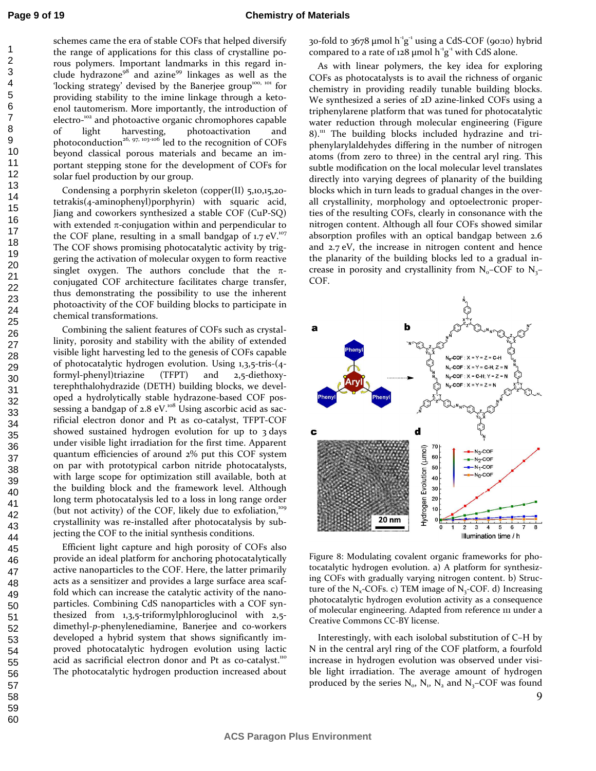schemes came the era of stable COFs that helped diversify the range of applications for this class of crystalline porous polymers. Important landmarks in this regard include hydrazone[98] and azine[99] linkages as well as the 'locking strategy' devised by the Banerjee group[100, 101] for providing stability to the imine linkage through a keto-enol tautomerism. More importantly, the introduction of electro-[102] and photoactive organic chromophores capable of light harvesting, photoactivation and photoconduction[26, 97, 103-106] led to the recognition of COFs beyond classical porous materials and became an important stepping stone for the development of COFs for solar fuel production by our group.

Condensing a porphyrin skeleton (copper(II) 5,10,15,20-tetrakis(4-aminophenyl)porphyrin) with squaric acid, Jiang and coworkers synthesized a stable COF (CuP-SQ) with extended π-conjugation within and perpendicular to the COF plane, resulting in a small bandgap of 1.7 eV.[107] The COF shows promising photocatalytic activity by triggering the activation of molecular oxygen to form reactive singlet oxygen. The authors conclude that the π-conjugated COF architecture facilitates charge transfer, thus demonstrating the possibility to use the inherent photoactivity of the COF building blocks to participate in chemical transformations.

Combining the salient features of COFs such as crystallinity, porosity and stability with the ability of extended visible light harvesting led to the genesis of COFs capable of photocatalytic hydrogen evolution. Using 1,3,5-tris-(4-formyl-phenyl)triazine (TFPT) and 2,5-diethoxy-terephthalohydrazide (DETH) building blocks, we developed a hydrolytically stable hydrazone-based COF possessing a bandgap of 2.8 eV.[108] Using ascorbic acid as sacrificial electron donor and Pt as co-catalyst, TFPT-COF showed sustained hydrogen evolution for up to 3 days under visible light irradiation for the first time. Apparent quantum efficiencies of around 2% put this COF system on par with prototypical carbon nitride photocatalysts, with large scope for optimization still available, both at the building block and the framework level. Although long term photocatalysis led to a loss in long range order (but not activity) of the COF, likely due to exfoliation,[109] crystallinity was re-installed after photocatalysis by subjecting the COF to the initial synthesis conditions.

Efficient light capture and high porosity of COFs also provide an ideal platform for anchoring photocatalytically active nanoparticles to the COF. Here, the latter primarily acts as a sensitizer and provides a large surface area scaffold which can increase the catalytic activity of the nanoparticles. Combining CdS nanoparticles with a COF synthesized from 1,3,5-triformylphloroglucinol with 2,5-dimethyl-*p*-phenylenediamine, Banerjee and co-workers developed a hybrid system that shows significantly improved photocatalytic hydrogen evolution using lactic acid as sacrificial electron donor and Pt as co-catalyst.[110] The photocatalytic hydrogen production increased about 30-fold to 3678 μmol $h^{-1}g^{-1}$ using a CdS-COF (90:10) hybrid compared to a rate of 128 μmol $h^{-1}g^{-1}$ with CdS alone.

As with linear polymers, the key idea for exploring COFs as photocatalysts is to avail the richness of organic chemistry in providing readily tunable building blocks. We synthesized a series of 2D azine-linked COFs using a triphenylarene platform that was tuned for photocatalytic water reduction through molecular engineering (Figure 8).[111] The building blocks included hydrazine and triphenylarylaldehydes differing in the number of nitrogen atoms (from zero to three) in the central aryl ring. This subtle modification on the local molecular level translates directly into varying degrees of planarity of the building blocks which in turn leads to gradual changes in the overall crystallinity, morphology and optoelectronic properties of the resulting COFs, clearly in consonance with the nitrogen content. Although all four COFs showed similar absorption profiles with an optical bandgap between 2.6 and 2.7 eV, the increase in nitrogen content and hence the planarity of the building blocks led to a gradual increase in porosity and crystallinity from $N_0$–COF to $N_3$–COF.

Figure 8: Modulating covalent organic frameworks for photocatalytic hydrogen evolution. a) A platform for synthesizing COFs with gradually varying nitrogen content. b) Structure of the $N_x$-COFs. c) TEM image of $N_3$-COF. d) Increasing photocatalytic hydrogen evolution activity as a consequence of molecular engineering. Adapted from reference 111 under a Creative Commons CC-BY license.

Interestingly, with each isolobal substitution of C–H by N in the central aryl ring of the COF platform, a fourfold increase in hydrogen evolution was observed under visible light irradiation. The average amount of hydrogen produced by the series $N_0$, $N_1$, $N_2$ and $N_3$–COF was found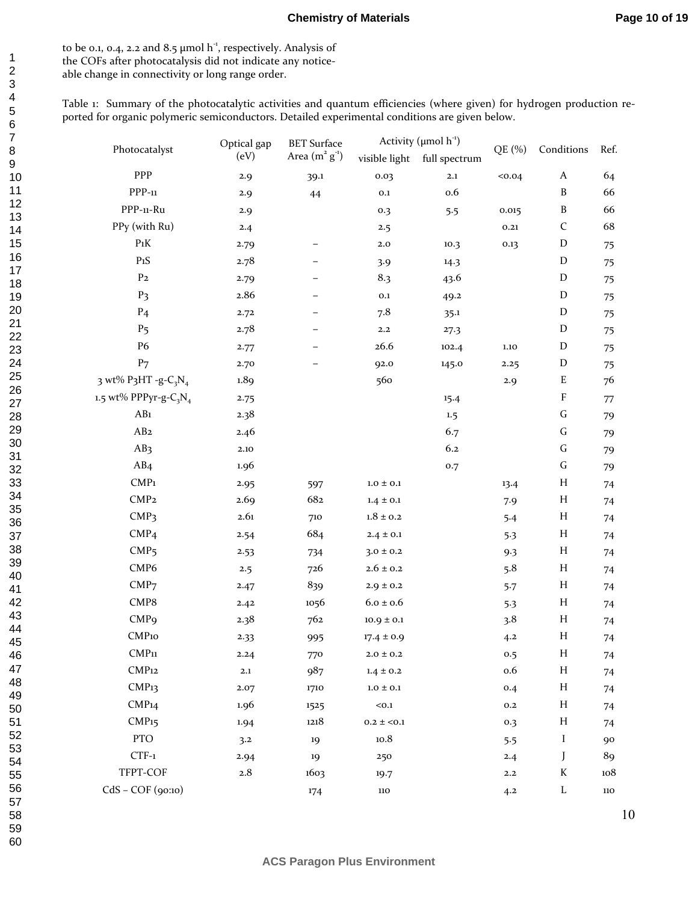to be 0.1, 0.4, 2.2 and 8.5 μmol $h^{-1}$, respectively. Analysis of the COFs after photocatalysis did not indicate any noticeable change in connectivity or long range order.

Table 1: Summary of the photocatalytic activities and quantum efficiencies (where given) for hydrogen production reported for organic polymeric semiconductors. Detailed experimental conditions are given below.

| Photocatalyst | Optical gap (eV) | BET Surface Area ($m^2$ $g^{-1}$) | Activity (μmol $h^{-1}$) | | QE (%) | Conditions | Ref. |
|---|---|---|---|---|---|---|---|
| | | | visible light | full spectrum | | | |
| PPP | 2.9 | 39.1 | 0.03 | 2.1 | <0.04 | A | 64 |
| PPP-11 | 2.9 | 44 | 0.1 | 0.6 | | B | 66 |
| PPP-11-Ru | 2.9 | | 0.3 | 5.5 | 0.015 | B | 66 |
| PPy (with Ru) | 2.4 | | 2.5 | | 0.21 | C | 68 |
| P1K | 2.79 | – | 2.0 | 10.3 | 0.13 | D | 75 |
| P1S | 2.78 | – | 3.9 | 14.3 | | D | 75 |
| P2 | 2.79 | – | 8.3 | 43.6 | | D | 75 |
| P3 | 2.86 | – | 0.1 | 49.2 | | D | 75 |
| P4 | 2.72 | – | 7.8 | 35.1 | | D | 75 |
| P5 | 2.78 | – | 2.2 | 27.3 | | D | 75 |
| P6 | 2.77 | – | 26.6 | 102.4 | 1.10 | D | 75 |
| P7 | 2.70 | – | 92.0 | 145.0 | 2.25 | D | 75 |
| 3 wt% P3HT -g-$C_3N_4$ | 1.89 | | 560 | | 2.9 | E | 76 |
| 1.5 wt% PPPyr-g-$C_3N_4$ | 2.75 | | | 15.4 | | F | 77 |
| AB1 | 2.38 | | | 1.5 | | G | 79 |
| AB2 | 2.46 | | | 6.7 | | G | 79 |
| AB3 | 2.10 | | | 6.2 | | G | 79 |
| AB4 | 1.96 | | | 0.7 | | G | 79 |
| CMP1 | 2.95 | 597 | 1.0 ± 0.1 | | 13.4 | H | 74 |
| CMP2 | 2.69 | 682 | 1.4 ± 0.1 | | 7.9 | H | 74 |
| CMP3 | 2.61 | 710 | 1.8 ± 0.2 | | 5.4 | H | 74 |
| CMP4 | 2.54 | 684 | 2.4 ± 0.1 | | 5.3 | H | 74 |
| CMP5 | 2.53 | 734 | 3.0 ± 0.2 | | 9.3 | H | 74 |
| CMP6 | 2.5 | 726 | 2.6 ± 0.2 | | 5.8 | H | 74 |
| CMP7 | 2.47 | 839 | 2.9 ± 0.2 | | 5.7 | H | 74 |
| CMP8 | 2.42 | 1056 | 6.0 ± 0.6 | | 5.3 | H | 74 |
| CMP9 | 2.38 | 762 | 10.9 ± 0.1 | | 3.8 | H | 74 |
| CMP10 | 2.33 | 995 | 17.4 ± 0.9 | | 4.2 | H | 74 |
| CMP11 | 2.24 | 770 | 2.0 ± 0.2 | | 0.5 | H | 74 |
| CMP12 | 2.1 | 987 | 1.4 ± 0.2 | | 0.6 | H | 74 |
| CMP13 | 2.07 | 1710 | 1.0 ± 0.1 | | 0.4 | H | 74 |
| CMP14 | 1.96 | 1525 | <0.1 | | 0.2 | H | 74 |
| CMP15 | 1.94 | 1218 | 0.2 ± <0.1 | | 0.3 | H | 74 |
| PTO | 3.2 | 19 | 10.8 | | 5.5 | I | 90 |
| CTF-1 | 2.94 | 19 | 250 | | 2.4 | J | 89 |
| TFPT-COF | 2.8 | 1603 | 19.7 | | 2.2 | K | 108 |
| CdS – COF (90:10) | | 174 | 110 | | 4.2 | L | 110 |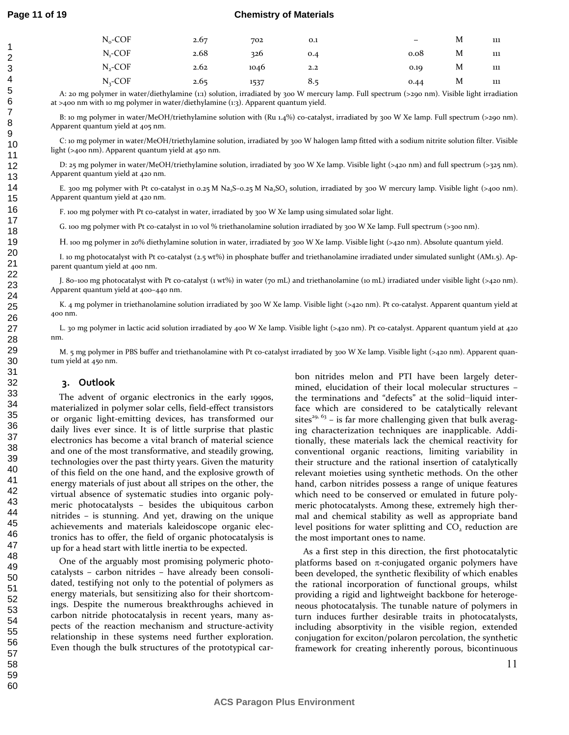| | | | | | | |
|---|---|---|---|---|---|---|
| $N_0$-COF | 2.67 | 702 | 0.1 | – | M | 111 |
| $N_1$-COF | 2.68 | 326 | 0.4 | 0.08 | M | 111 |
| $N_2$-COF | 2.62 | 1046 | 2.2 | 0.19 | M | 111 |
| $N_3$-COF | 2.65 | 1537 | 8.5 | 0.44 | M | 111 |

A: 20 mg polymer in water/diethylamine (1:1) solution, irradiated by 300 W mercury lamp. Full spectrum (>290 nm). Visible light irradiation at >400 nm with 10 mg polymer in water/diethylamine (1:3). Apparent quantum yield.

B: 10 mg polymer in water/MeOH/triethylamine solution with (Ru 1.4%) co-catalyst, irradiated by 300 W Xe lamp. Full spectrum (>290 nm). Apparent quantum yield at 405 nm.

C: 10 mg polymer in water/MeOH/triethylamine solution, irradiated by 300 W halogen lamp fitted with a sodium nitrite solution filter. Visible light (>400 nm). Apparent quantum yield at 450 nm.

D: 25 mg polymer in water/MeOH/triethylamine solution, irradiated by 300 W Xe lamp. Visible light (>420 nm) and full spectrum (>325 nm). Apparent quantum yield at 420 nm.

E. 300 mg polymer with Pt co-catalyst in 0.25 M $Na_2S$–0.25 M $Na_2SO_3$ solution, irradiated by 300 W mercury lamp. Visible light (>400 nm). Apparent quantum yield at 420 nm.

F. 100 mg polymer with Pt co-catalyst in water, irradiated by 300 W Xe lamp using simulated solar light.

G. 100 mg polymer with Pt co-catalyst in 10 vol % triethanolamine solution irradiated by 300 W Xe lamp. Full spectrum (>300 nm).

H. 100 mg polymer in 20% diethylamine solution in water, irradiated by 300 W Xe lamp. Visible light (>420 nm). Absolute quantum yield.

I. 10 mg photocatalyst with Pt co-catalyst (2.5 wt%) in phosphate buffer and triethanolamine irradiated under simulated sunlight (AM1.5). Apparent quantum yield at 400 nm.

J. 80–100 mg photocatalyst with Pt co-catalyst (1 wt%) in water (70 mL) and triethanolamine (10 mL) irradiated under visible light (>420 nm). Apparent quantum yield at 400–440 nm.

K. 4 mg polymer in triethanolamine solution irradiated by 300 W Xe lamp. Visible light (>420 nm). Pt co-catalyst. Apparent quantum yield at 400 nm.

L. 30 mg polymer in lactic acid solution irradiated by 400 W Xe lamp. Visible light (>420 nm). Pt co-catalyst. Apparent quantum yield at 420 nm.

M. 5 mg polymer in PBS buffer and triethanolamine with Pt co-catalyst irradiated by 300 W Xe lamp. Visible light (>420 nm). Apparent quantum yield at 450 nm.

## 3. Outlook

The advent of organic electronics in the early 1990s, materialized in polymer solar cells, field-effect transistors or organic light-emitting devices, has transformed our daily lives ever since. It is of little surprise that plastic electronics has become a vital branch of material science and one of the most transformative, and steadily growing, technologies over the past thirty years. Given the maturity of this field on the one hand, and the explosive growth of energy materials of just about all stripes on the other, the virtual absence of systematic studies into organic polymeric photocatalysts – besides the ubiquitous carbon nitrides – is stunning. And yet, drawing on the unique achievements and materials kaleidoscope organic electronics has to offer, the field of organic photocatalysis is up for a head start with little inertia to be expected.

One of the arguably most promising polymeric photocatalysts – carbon nitrides – have already been consolidated, testifying not only to the potential of polymers as energy materials, but sensitizing also for their shortcomings. Despite the numerous breakthroughs achieved in carbon nitride photocatalysis in recent years, many aspects of the reaction mechanism and structure-activity relationship in these systems need further exploration. Even though the bulk structures of the prototypical carbon nitrides melon and PTI have been largely determined, elucidation of their local molecular structures – the terminations and "defects" at the solid–liquid interface which are considered to be catalytically relevant sites[29, 63] – is far more challenging given that bulk averaging characterization techniques are inapplicable. Additionally, these materials lack the chemical reactivity for conventional organic reactions, limiting variability in their structure and the rational insertion of catalytically relevant moieties using synthetic methods. On the other hand, carbon nitrides possess a range of unique features which need to be conserved or emulated in future polymeric photocatalysts. Among these, extremely high thermal and chemical stability as well as appropriate band level positions for water splitting and $CO_2$ reduction are the most important ones to name.

As a first step in this direction, the first photocatalytic platforms based on π-conjugated organic polymers have been developed, the synthetic flexibility of which enables the rational incorporation of functional groups, whilst providing a rigid and lightweight backbone for heterogeneous photocatalysis. The tunable nature of polymers in turn induces further desirable traits in photocatalysts, including absorptivity in the visible region, extended conjugation for exciton/polaron percolation, the synthetic framework for creating inherently porous, bicontinuous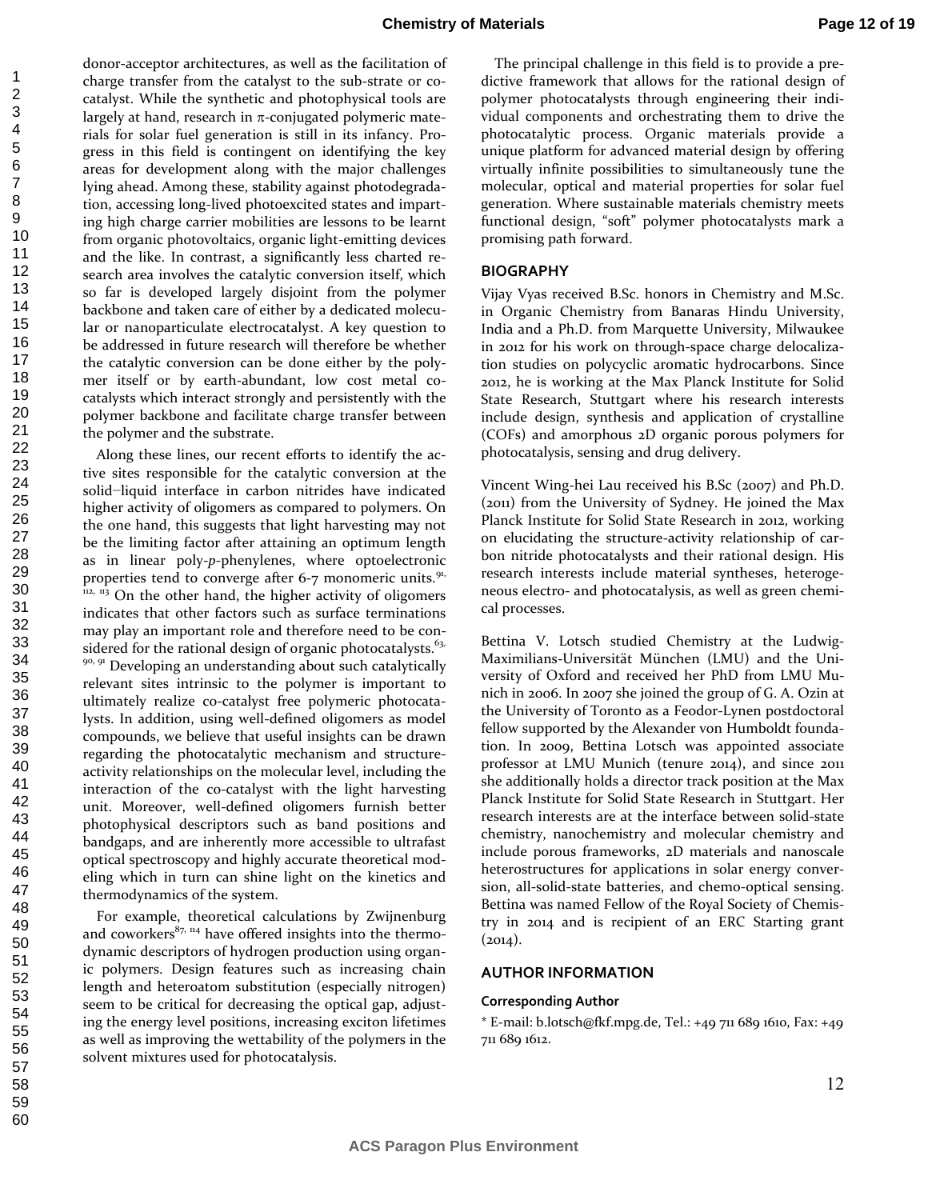donor-acceptor architectures, as well as the facilitation of charge transfer from the catalyst to the sub-strate or co-catalyst. While the synthetic and photophysical tools are largely at hand, research in π-conjugated polymeric materials for solar fuel generation is still in its infancy. Progress in this field is contingent on identifying the key areas for development along with the major challenges lying ahead. Among these, stability against photodegradation, accessing long-lived photoexcited states and imparting high charge carrier mobilities are lessons to be learnt from organic photovoltaics, organic light-emitting devices and the like. In contrast, a significantly less charted research area involves the catalytic conversion itself, which so far is developed largely disjoint from the polymer backbone and taken care of either by a dedicated molecular or nanoparticulate electrocatalyst. A key question to be addressed in future research will therefore be whether the catalytic conversion can be done either by the polymer itself or by earth-abundant, low cost metal co-catalysts which interact strongly and persistently with the polymer backbone and facilitate charge transfer between the polymer and the substrate.

Along these lines, our recent efforts to identify the active sites responsible for the catalytic conversion at the solid−liquid interface in carbon nitrides have indicated higher activity of oligomers as compared to polymers. On the one hand, this suggests that light harvesting may not be the limiting factor after attaining an optimum length as in linear poly-*p*-phenylenes, where optoelectronic properties tend to converge after 6-7 monomeric units.[91, 112, 113] On the other hand, the higher activity of oligomers indicates that other factors such as surface terminations may play an important role and therefore need to be considered for the rational design of organic photocatalysts.[63, 90, 91] Developing an understanding about such catalytically relevant sites intrinsic to the polymer is important to ultimately realize co-catalyst free polymeric photocatalysts. In addition, using well-defined oligomers as model compounds, we believe that useful insights can be drawn regarding the photocatalytic mechanism and structure-activity relationships on the molecular level, including the interaction of the co-catalyst with the light harvesting unit. Moreover, well-defined oligomers furnish better photophysical descriptors such as band positions and bandgaps, and are inherently more accessible to ultrafast optical spectroscopy and highly accurate theoretical modeling which in turn can shine light on the kinetics and thermodynamics of the system.

For example, theoretical calculations by Zwijnenburg and coworkers[87, 114] have offered insights into the thermodynamic descriptors of hydrogen production using organic polymers. Design features such as increasing chain length and heteroatom substitution (especially nitrogen) seem to be critical for decreasing the optical gap, adjusting the energy level positions, increasing exciton lifetimes as well as improving the wettability of the polymers in the solvent mixtures used for photocatalysis.

The principal challenge in this field is to provide a predictive framework that allows for the rational design of polymer photocatalysts through engineering their individual components and orchestrating them to drive the photocatalytic process. Organic materials provide a unique platform for advanced material design by offering virtually infinite possibilities to simultaneously tune the molecular, optical and material properties for solar fuel generation. Where sustainable materials chemistry meets functional design, "soft" polymer photocatalysts mark a promising path forward.

## BIOGRAPHY

Vijay Vyas received B.Sc. honors in Chemistry and M.Sc. in Organic Chemistry from Banaras Hindu University, India and a Ph.D. from Marquette University, Milwaukee in 2012 for his work on through-space charge delocalization studies on polycyclic aromatic hydrocarbons. Since 2012, he is working at the Max Planck Institute for Solid State Research, Stuttgart where his research interests include design, synthesis and application of crystalline (COFs) and amorphous 2D organic porous polymers for photocatalysis, sensing and drug delivery.

Vincent Wing-hei Lau received his B.Sc (2007) and Ph.D. (2011) from the University of Sydney. He joined the Max Planck Institute for Solid State Research in 2012, working on elucidating the structure-activity relationship of carbon nitride photocatalysts and their rational design. His research interests include material syntheses, heterogeneous electro- and photocatalysis, as well as green chemical processes.

Bettina V. Lotsch studied Chemistry at the Ludwig-Maximilians-Universität München (LMU) and the University of Oxford and received her PhD from LMU Munich in 2006. In 2007 she joined the group of G. A. Ozin at the University of Toronto as a Feodor-Lynen postdoctoral fellow supported by the Alexander von Humboldt foundation. In 2009, Bettina Lotsch was appointed associate professor at LMU Munich (tenure 2014), and since 2011 she additionally holds a director track position at the Max Planck Institute for Solid State Research in Stuttgart. Her research interests are at the interface between solid-state chemistry, nanochemistry and molecular chemistry and include porous frameworks, 2D materials and nanoscale heterostructures for applications in solar energy conversion, all-solid-state batteries, and chemo-optical sensing. Bettina was named Fellow of the Royal Society of Chemistry in 2014 and is recipient of an ERC Starting grant (2014).

## AUTHOR INFORMATION

### Corresponding Author

* E-mail: b.lotsch@fkf.mpg.de, Tel.: +49 711 689 1610, Fax: +49 711 689 1612.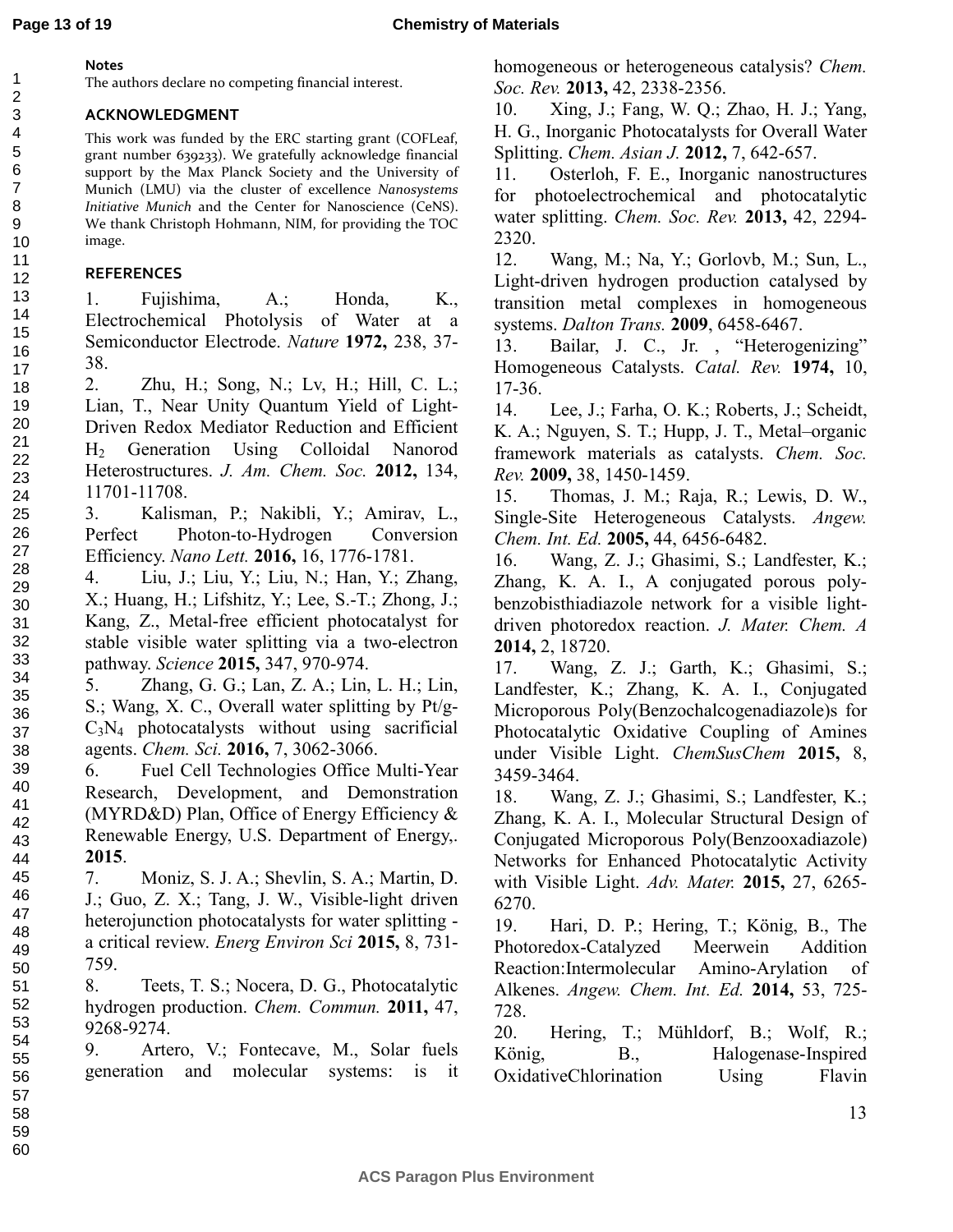### Notes

The authors declare no competing financial interest.

### ACKNOWLEDGMENT

This work was funded by the ERC starting grant (COFLeaf, grant number 639233). We gratefully acknowledge financial support by the Max Planck Society and the University of Munich (LMU) via the cluster of excellence *Nanosystems Initiative Munich* and the Center for Nanoscience (CeNS). We thank Christoph Hohmann, NIM, for providing the TOC image.

### REFERENCES

1. Fujishima, A.; Honda, K., Electrochemical Photolysis of Water at a Semiconductor Electrode. *Nature* **1972,** 238, 37-38.
2. Zhu, H.; Song, N.; Lv, H.; Hill, C. L.; Lian, T., Near Unity Quantum Yield of Light-Driven Redox Mediator Reduction and Efficient $H_2$ Generation Using Colloidal Nanorod Heterostructures. *J. Am. Chem. Soc.* **2012,** 134, 11701-11708.
3. Kalisman, P.; Nakibli, Y.; Amirav, L., Perfect Photon-to-Hydrogen Conversion Efficiency. *Nano Lett.* **2016,** 16, 1776-1781.
4. Liu, J.; Liu, Y.; Liu, N.; Han, Y.; Zhang, X.; Huang, H.; Lifshitz, Y.; Lee, S.-T.; Zhong, J.; Kang, Z., Metal-free efficient photocatalyst for stable visible water splitting via a two-electron pathway. *Science* **2015,** 347, 970-974.
5. Zhang, G. G.; Lan, Z. A.; Lin, L. H.; Lin, S.; Wang, X. C., Overall water splitting by Pt/g-$C_3N_4$ photocatalysts without using sacrificial agents. *Chem. Sci.* **2016,** 7, 3062-3066.
6. Fuel Cell Technologies Office Multi-Year Research, Development, and Demonstration (MYRD&D) Plan, Office of Energy Efficiency & Renewable Energy, U.S. Department of Energy,. **2015**.
7. Moniz, S. J. A.; Shevlin, S. A.; Martin, D. J.; Guo, Z. X.; Tang, J. W., Visible-light driven heterojunction photocatalysts for water splitting - a critical review. *Energ Environ Sci* **2015,** 8, 731-759.
8. Teets, T. S.; Nocera, D. G., Photocatalytic hydrogen production. *Chem. Commun.* **2011,** 47, 9268-9274.
9. Artero, V.; Fontecave, M., Solar fuels generation and molecular systems: is it homogeneous or heterogeneous catalysis? *Chem. Soc. Rev.* **2013,** 42, 2338-2356.
10. Xing, J.; Fang, W. Q.; Zhao, H. J.; Yang, H. G., Inorganic Photocatalysts for Overall Water Splitting. *Chem. Asian J.* **2012,** 7, 642-657.
11. Osterloh, F. E., Inorganic nanostructures for photoelectrochemical and photocatalytic water splitting. *Chem. Soc. Rev.* **2013,** 42, 2294-2320.
12. Wang, M.; Na, Y.; Gorlovb, M.; Sun, L., Light-driven hydrogen production catalysed by transition metal complexes in homogeneous systems. *Dalton Trans.* **2009**, 6458-6467.
13. Bailar, J. C., Jr. , "Heterogenizing" Homogeneous Catalysts. *Catal. Rev.* **1974,** 10, 17-36.
14. Lee, J.; Farha, O. K.; Roberts, J.; Scheidt, K. A.; Nguyen, S. T.; Hupp, J. T., Metal–organic framework materials as catalysts. *Chem. Soc. Rev.* **2009,** 38, 1450-1459.
15. Thomas, J. M.; Raja, R.; Lewis, D. W., Single-Site Heterogeneous Catalysts. *Angew. Chem. Int. Ed.* **2005,** 44, 6456-6482.
16. Wang, Z. J.; Ghasimi, S.; Landfester, K.; Zhang, K. A. I., A conjugated porous poly-benzobisthiadiazole network for a visible light-driven photoredox reaction. *J. Mater. Chem. A* **2014,** 2, 18720.
17. Wang, Z. J.; Garth, K.; Ghasimi, S.; Landfester, K.; Zhang, K. A. I., Conjugated Microporous Poly(Benzochalcogenadiazole)s for Photocatalytic Oxidative Coupling of Amines under Visible Light. *ChemSusChem* **2015,** 8, 3459-3464.
18. Wang, Z. J.; Ghasimi, S.; Landfester, K.; Zhang, K. A. I., Molecular Structural Design of Conjugated Microporous Poly(Benzooxadiazole) Networks for Enhanced Photocatalytic Activity with Visible Light. *Adv. Mater.* **2015,** 27, 6265-6270.
19. Hari, D. P.; Hering, T.; König, B., The Photoredox-Catalyzed Meerwein Addition Reaction:Intermolecular Amino-Arylation of Alkenes. *Angew. Chem. Int. Ed.* **2014,** 53, 725-728.
20. Hering, T.; Mühldorf, B.; Wolf, R.; König, B., Halogenase-Inspired OxidativeChlorination Using Flavin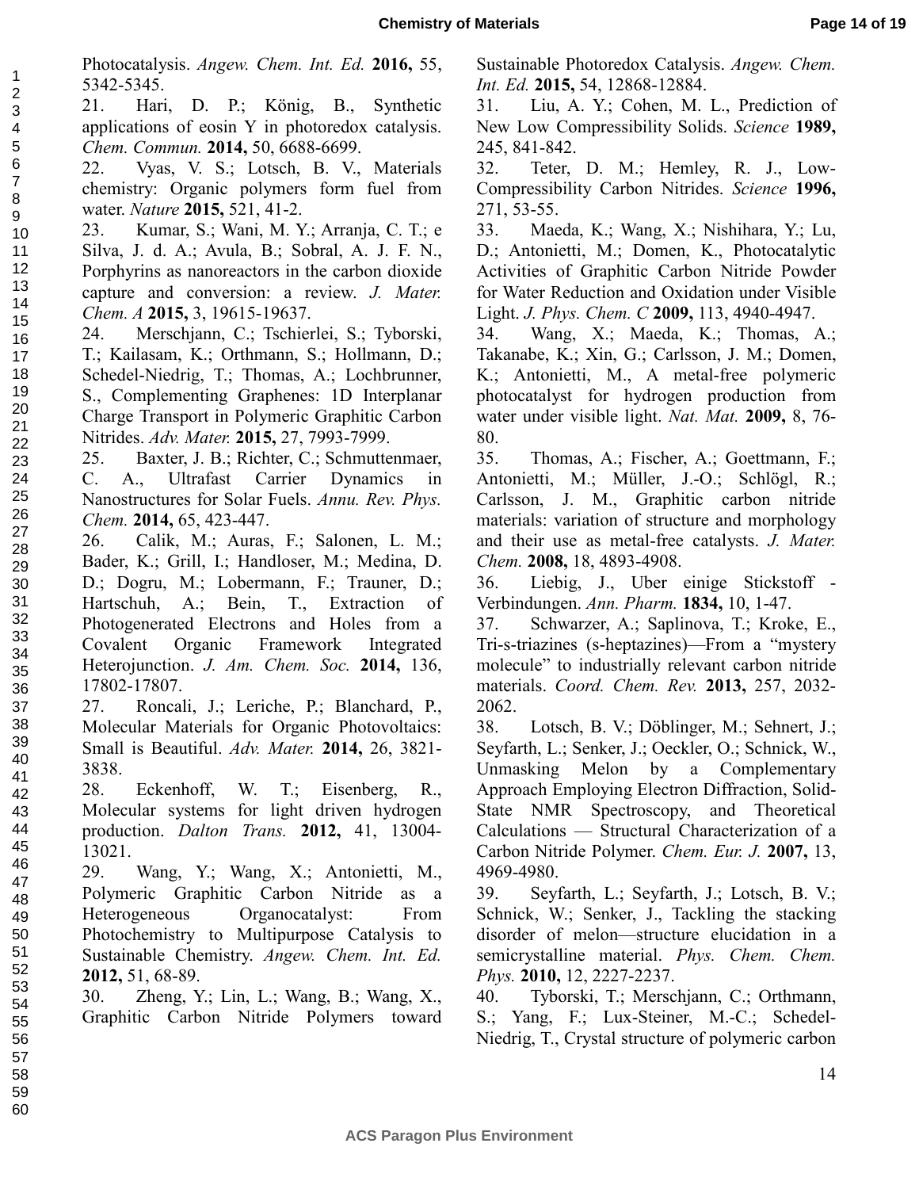Photocatalysis. *Angew. Chem. Int. Ed.* **2016,** 55, 5342-5345.

21. Hari, D. P.; König, B., Synthetic applications of eosin Y in photoredox catalysis. *Chem. Commun.* **2014,** 50, 6688-6699.

22. Vyas, V. S.; Lotsch, B. V., Materials chemistry: Organic polymers form fuel from water. *Nature* **2015,** 521, 41-2.

23. Kumar, S.; Wani, M. Y.; Arranja, C. T.; e Silva, J. d. A.; Avula, B.; Sobral, A. J. F. N., Porphyrins as nanoreactors in the carbon dioxide capture and conversion: a review. *J. Mater. Chem. A* **2015,** 3, 19615-19637.

24. Merschjann, C.; Tschierlei, S.; Tyborski, T.; Kailasam, K.; Orthmann, S.; Hollmann, D.; Schedel-Niedrig, T.; Thomas, A.; Lochbrunner, S., Complementing Graphenes: 1D Interplanar Charge Transport in Polymeric Graphitic Carbon Nitrides. *Adv. Mater.* **2015,** 27, 7993-7999.

25. Baxter, J. B.; Richter, C.; Schmuttenmaer, C. A., Ultrafast Carrier Dynamics in Nanostructures for Solar Fuels. *Annu. Rev. Phys. Chem.* **2014,** 65, 423-447.

26. Calik, M.; Auras, F.; Salonen, L. M.; Bader, K.; Grill, I.; Handloser, M.; Medina, D. D.; Dogru, M.; Lobermann, F.; Trauner, D.; Hartschuh, A.; Bein, T., Extraction of Photogenerated Electrons and Holes from a Covalent Organic Framework Integrated Heterojunction. *J. Am. Chem. Soc.* **2014,** 136, 17802-17807.

27. Roncali, J.; Leriche, P.; Blanchard, P., Molecular Materials for Organic Photovoltaics: Small is Beautiful. *Adv. Mater.* **2014,** 26, 3821-3838.

28. Eckenhoff, W. T.; Eisenberg, R., Molecular systems for light driven hydrogen production. *Dalton Trans.* **2012,** 41, 13004-13021.

29. Wang, Y.; Wang, X.; Antonietti, M., Polymeric Graphitic Carbon Nitride as a Heterogeneous Organocatalyst: From Photochemistry to Multipurpose Catalysis to Sustainable Chemistry. *Angew. Chem. Int. Ed.* **2012,** 51, 68-89.

30. Zheng, Y.; Lin, L.; Wang, B.; Wang, X., Graphitic Carbon Nitride Polymers toward Sustainable Photoredox Catalysis. *Angew. Chem. Int. Ed.* **2015,** 54, 12868-12884.

31. Liu, A. Y.; Cohen, M. L., Prediction of New Low Compressibility Solids. *Science* **1989,** 245, 841-842.

32. Teter, D. M.; Hemley, R. J., Low-Compressibility Carbon Nitrides. *Science* **1996,** 271, 53-55.

33. Maeda, K.; Wang, X.; Nishihara, Y.; Lu, D.; Antonietti, M.; Domen, K., Photocatalytic Activities of Graphitic Carbon Nitride Powder for Water Reduction and Oxidation under Visible Light. *J. Phys. Chem. C* **2009,** 113, 4940-4947.

34. Wang, X.; Maeda, K.; Thomas, A.; Takanabe, K.; Xin, G.; Carlsson, J. M.; Domen, K.; Antonietti, M., A metal-free polymeric photocatalyst for hydrogen production from water under visible light. *Nat. Mat.* **2009,** 8, 76-80.

35. Thomas, A.; Fischer, A.; Goettmann, F.; Antonietti, M.; Müller, J.-O.; Schlögl, R.; Carlsson, J. M., Graphitic carbon nitride materials: variation of structure and morphology and their use as metal-free catalysts. *J. Mater. Chem.* **2008,** 18, 4893-4908.

36. Liebig, J., Uber einige Stickstoff - Verbindungen. *Ann. Pharm.* **1834,** 10, 1-47.

37. Schwarzer, A.; Saplinova, T.; Kroke, E., Tri-s-triazines (s-heptazines)—From a "mystery molecule" to industrially relevant carbon nitride materials. *Coord. Chem. Rev.* **2013,** 257, 2032-2062.

38. Lotsch, B. V.; Döblinger, M.; Sehnert, J.; Seyfarth, L.; Senker, J.; Oeckler, O.; Schnick, W., Unmasking Melon by a Complementary Approach Employing Electron Diffraction, Solid-State NMR Spectroscopy, and Theoretical Calculations — Structural Characterization of a Carbon Nitride Polymer. *Chem. Eur. J.* **2007,** 13, 4969-4980.

39. Seyfarth, L.; Seyfarth, J.; Lotsch, B. V.; Schnick, W.; Senker, J., Tackling the stacking disorder of melon—structure elucidation in a semicrystalline material. *Phys. Chem. Chem. Phys.* **2010,** 12, 2227-2237.

40. Tyborski, T.; Merschjann, C.; Orthmann, S.; Yang, F.; Lux-Steiner, M.-C.; Schedel-Niedrig, T., Crystal structure of polymeric carbon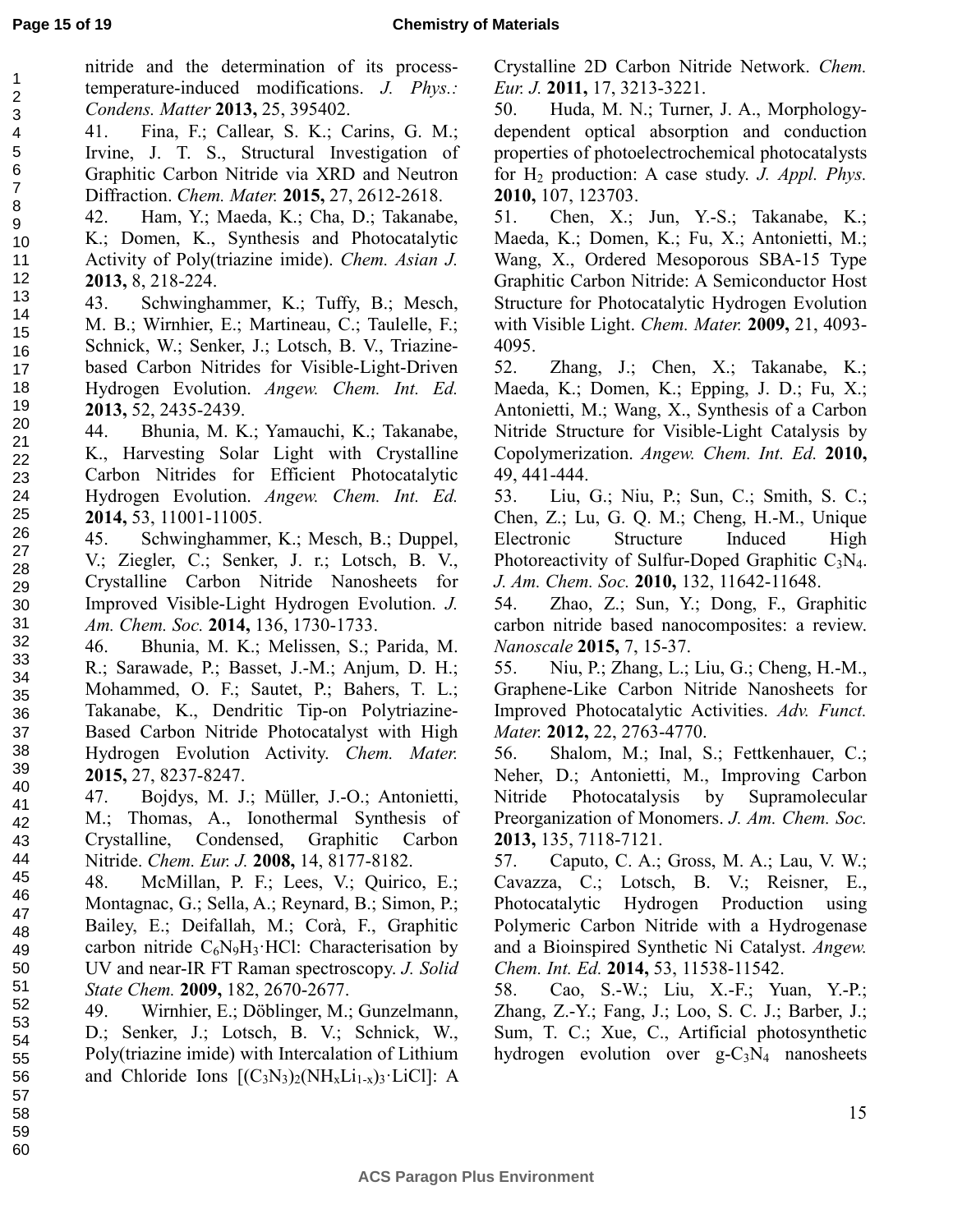nitride and the determination of its process-temperature-induced modifications. *J. Phys.: Condens. Matter* **2013,** 25, 395402.

41. Fina, F.; Callear, S. K.; Carins, G. M.; Irvine, J. T. S., Structural Investigation of Graphitic Carbon Nitride via XRD and Neutron Diffraction. *Chem. Mater.* **2015,** 27, 2612-2618.

42. Ham, Y.; Maeda, K.; Cha, D.; Takanabe, K.; Domen, K., Synthesis and Photocatalytic Activity of Poly(triazine imide). *Chem. Asian J.* **2013,** 8, 218-224.

43. Schwinghammer, K.; Tuffy, B.; Mesch, M. B.; Wirnhier, E.; Martineau, C.; Taulelle, F.; Schnick, W.; Senker, J.; Lotsch, B. V., Triazine-based Carbon Nitrides for Visible-Light-Driven Hydrogen Evolution. *Angew. Chem. Int. Ed.* **2013,** 52, 2435-2439.

44. Bhunia, M. K.; Yamauchi, K.; Takanabe, K., Harvesting Solar Light with Crystalline Carbon Nitrides for Efficient Photocatalytic Hydrogen Evolution. *Angew. Chem. Int. Ed.* **2014,** 53, 11001-11005.

45. Schwinghammer, K.; Mesch, B.; Duppel, V.; Ziegler, C.; Senker, J. r.; Lotsch, B. V., Crystalline Carbon Nitride Nanosheets for Improved Visible-Light Hydrogen Evolution. *J. Am. Chem. Soc.* **2014,** 136, 1730-1733.

46. Bhunia, M. K.; Melissen, S.; Parida, M. R.; Sarawade, P.; Basset, J.-M.; Anjum, D. H.; Mohammed, O. F.; Sautet, P.; Bahers, T. L.; Takanabe, K., Dendritic Tip-on Polytriazine-Based Carbon Nitride Photocatalyst with High Hydrogen Evolution Activity. *Chem. Mater.* **2015,** 27, 8237-8247.

47. Bojdys, M. J.; Müller, J.-O.; Antonietti, M.; Thomas, A., Ionothermal Synthesis of Crystalline, Condensed, Graphitic Carbon Nitride. *Chem. Eur. J.* **2008,** 14, 8177-8182.

48. McMillan, P. F.; Lees, V.; Quirico, E.; Montagnac, G.; Sella, A.; Reynard, B.; Simon, P.; Bailey, E.; Deifallah, M.; Corà, F., Graphitic carbon nitride $C_6N_9H_3{\cdot}HCl$: Characterisation by UV and near-IR FT Raman spectroscopy. *J. Solid State Chem.* **2009,** 182, 2670-2677.

49. Wirnhier, E.; Döblinger, M.; Gunzelmann, D.; Senker, J.; Lotsch, B. V.; Schnick, W., Poly(triazine imide) with Intercalation of Lithium and Chloride Ions $[(C_3N_3)_2(NH_xLi_{1-x})_3{\cdot}LiCl]$: A Crystalline 2D Carbon Nitride Network. *Chem. Eur. J.* **2011,** 17, 3213-3221.

50. Huda, M. N.; Turner, J. A., Morphology-dependent optical absorption and conduction properties of photoelectrochemical photocatalysts for $H_2$ production: A case study. *J. Appl. Phys.* **2010,** 107, 123703.

51. Chen, X.; Jun, Y.-S.; Takanabe, K.; Maeda, K.; Domen, K.; Fu, X.; Antonietti, M.; Wang, X., Ordered Mesoporous SBA-15 Type Graphitic Carbon Nitride: A Semiconductor Host Structure for Photocatalytic Hydrogen Evolution with Visible Light. *Chem. Mater.* **2009,** 21, 4093-4095.

52. Zhang, J.; Chen, X.; Takanabe, K.; Maeda, K.; Domen, K.; Epping, J. D.; Fu, X.; Antonietti, M.; Wang, X., Synthesis of a Carbon Nitride Structure for Visible-Light Catalysis by Copolymerization. *Angew. Chem. Int. Ed.* **2010,** 49, 441-444.

53. Liu, G.; Niu, P.; Sun, C.; Smith, S. C.; Chen, Z.; Lu, G. Q. M.; Cheng, H.-M., Unique Electronic Structure Induced High Photoreactivity of Sulfur-Doped Graphitic $C_3N_4$. *J. Am. Chem. Soc.* **2010,** 132, 11642-11648.

54. Zhao, Z.; Sun, Y.; Dong, F., Graphitic carbon nitride based nanocomposites: a review. *Nanoscale* **2015,** 7, 15-37.

55. Niu, P.; Zhang, L.; Liu, G.; Cheng, H.-M., Graphene-Like Carbon Nitride Nanosheets for Improved Photocatalytic Activities. *Adv. Funct. Mater.* **2012,** 22, 2763-4770.

56. Shalom, M.; Inal, S.; Fettkenhauer, C.; Neher, D.; Antonietti, M., Improving Carbon Nitride Photocatalysis by Supramolecular Preorganization of Monomers. *J. Am. Chem. Soc.* **2013,** 135, 7118-7121.

57. Caputo, C. A.; Gross, M. A.; Lau, V. W.; Cavazza, C.; Lotsch, B. V.; Reisner, E., Photocatalytic Hydrogen Production using Polymeric Carbon Nitride with a Hydrogenase and a Bioinspired Synthetic Ni Catalyst. *Angew. Chem. Int. Ed.* **2014,** 53, 11538-11542.

58. Cao, S.-W.; Liu, X.-F.; Yuan, Y.-P.; Zhang, Z.-Y.; Fang, J.; Loo, S. C. J.; Barber, J.; Sum, T. C.; Xue, C., Artificial photosynthetic hydrogen evolution over g-$C_3N_4$ nanosheets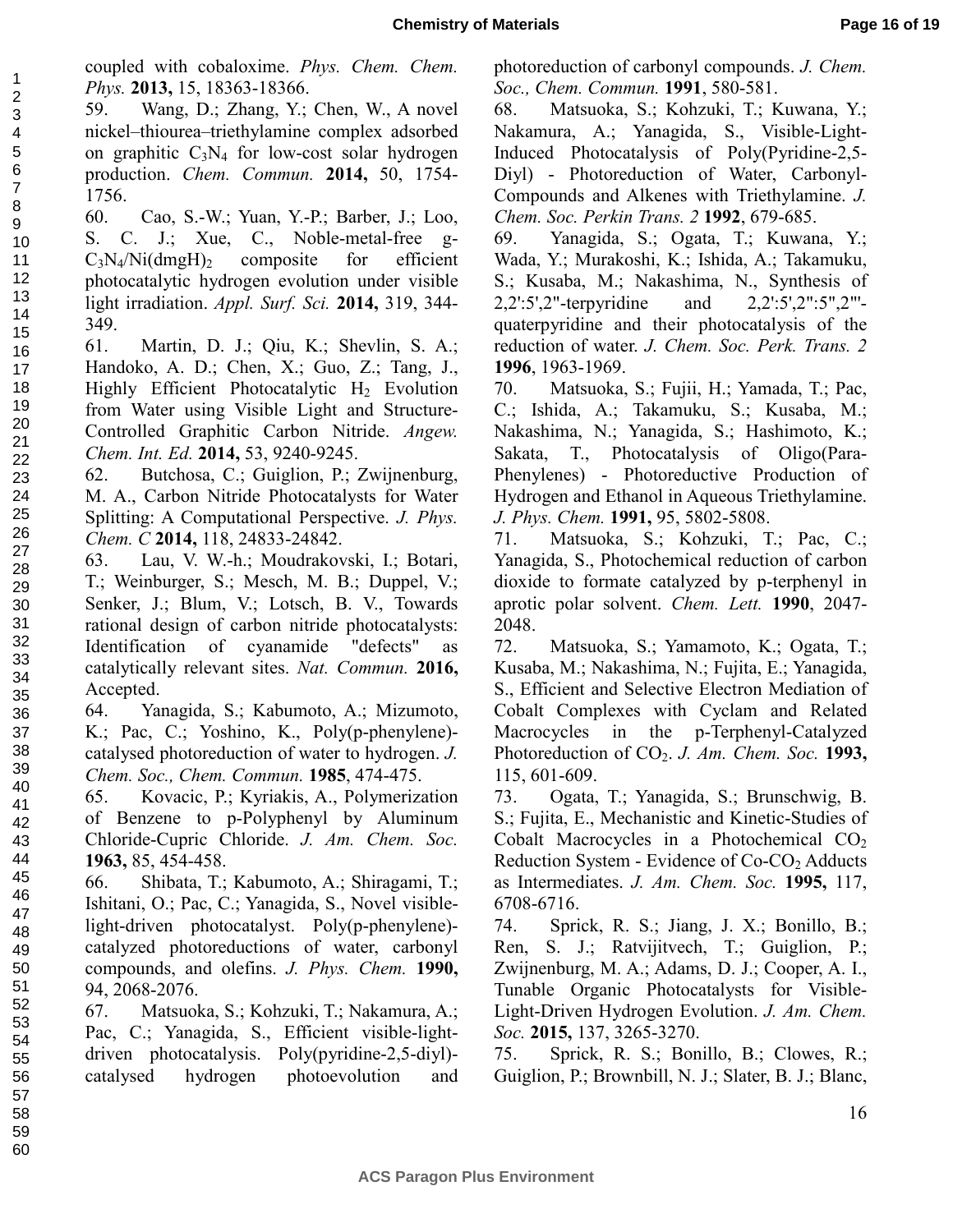coupled with cobaloxime. *Phys. Chem. Chem. Phys.* **2013,** 15, 18363-18366.

59. Wang, D.; Zhang, Y.; Chen, W., A novel nickel–thiourea–triethylamine complex adsorbed on graphitic $C_3N_4$ for low-cost solar hydrogen production. *Chem. Commun.* **2014,** 50, 1754-1756.

60. Cao, S.-W.; Yuan, Y.-P.; Barber, J.; Loo, S. C. J.; Xue, C., Noble-metal-free g-$C_3N_4$/Ni(dmgH)$_2$ composite for efficient photocatalytic hydrogen evolution under visible light irradiation. *Appl. Surf. Sci.* **2014,** 319, 344-349.

61. Martin, D. J.; Qiu, K.; Shevlin, S. A.; Handoko, A. D.; Chen, X.; Guo, Z.; Tang, J., Highly Efficient Photocatalytic $H_2$ Evolution from Water using Visible Light and Structure-Controlled Graphitic Carbon Nitride. *Angew. Chem. Int. Ed.* **2014,** 53, 9240-9245.

62. Butchosa, C.; Guiglion, P.; Zwijnenburg, M. A., Carbon Nitride Photocatalysts for Water Splitting: A Computational Perspective. *J. Phys. Chem. C* **2014,** 118, 24833-24842.

63. Lau, V. W.-h.; Moudrakovski, I.; Botari, T.; Weinburger, S.; Mesch, M. B.; Duppel, V.; Senker, J.; Blum, V.; Lotsch, B. V., Towards rational design of carbon nitride photocatalysts: Identification of cyanamide "defects" as catalytically relevant sites. *Nat. Commun.* **2016,** Accepted.

64. Yanagida, S.; Kabumoto, A.; Mizumoto, K.; Pac, C.; Yoshino, K., Poly(p-phenylene)-catalysed photoreduction of water to hydrogen. *J. Chem. Soc., Chem. Commun.* **1985**, 474-475.

65. Kovacic, P.; Kyriakis, A., Polymerization of Benzene to p-Polyphenyl by Aluminum Chloride-Cupric Chloride. *J. Am. Chem. Soc.* **1963,** 85, 454-458.

66. Shibata, T.; Kabumoto, A.; Shiragami, T.; Ishitani, O.; Pac, C.; Yanagida, S., Novel visible-light-driven photocatalyst. Poly(p-phenylene)-catalyzed photoreductions of water, carbonyl compounds, and olefins. *J. Phys. Chem.* **1990,** 94, 2068-2076.

67. Matsuoka, S.; Kohzuki, T.; Nakamura, A.; Pac, C.; Yanagida, S., Efficient visible-light-driven photocatalysis. Poly(pyridine-2,5-diyl)-catalysed hydrogen photoevolution and photoreduction of carbonyl compounds. *J. Chem. Soc., Chem. Commun.* **1991**, 580-581.

68. Matsuoka, S.; Kohzuki, T.; Kuwana, Y.; Nakamura, A.; Yanagida, S., Visible-Light-Induced Photocatalysis of Poly(Pyridine-2,5-Diyl) - Photoreduction of Water, Carbonyl-Compounds and Alkenes with Triethylamine. *J. Chem. Soc. Perkin Trans. 2* **1992**, 679-685.

69. Yanagida, S.; Ogata, T.; Kuwana, Y.; Wada, Y.; Murakoshi, K.; Ishida, A.; Takamuku, S.; Kusaba, M.; Nakashima, N., Synthesis of 2,2':5',2"-terpyridine and 2,2':5',2":5",2'"-quaterpyridine and their photocatalysis of the reduction of water. *J. Chem. Soc. Perk. Trans. 2* **1996**, 1963-1969.

70. Matsuoka, S.; Fujii, H.; Yamada, T.; Pac, C.; Ishida, A.; Takamuku, S.; Kusaba, M.; Nakashima, N.; Yanagida, S.; Hashimoto, K.; Sakata, T., Photocatalysis of Oligo(Para-Phenylenes) - Photoreductive Production of Hydrogen and Ethanol in Aqueous Triethylamine. *J. Phys. Chem.* **1991,** 95, 5802-5808.

71. Matsuoka, S.; Kohzuki, T.; Pac, C.; Yanagida, S., Photochemical reduction of carbon dioxide to formate catalyzed by p-terphenyl in aprotic polar solvent. *Chem. Lett.* **1990**, 2047-2048.

72. Matsuoka, S.; Yamamoto, K.; Ogata, T.; Kusaba, M.; Nakashima, N.; Fujita, E.; Yanagida, S., Efficient and Selective Electron Mediation of Cobalt Complexes with Cyclam and Related Macrocycles in the p-Terphenyl-Catalyzed Photoreduction of $CO_2$. *J. Am. Chem. Soc.* **1993,** 115, 601-609.

73. Ogata, T.; Yanagida, S.; Brunschwig, B. S.; Fujita, E., Mechanistic and Kinetic-Studies of Cobalt Macrocycles in a Photochemical $CO_2$ Reduction System - Evidence of Co-$CO_2$ Adducts as Intermediates. *J. Am. Chem. Soc.* **1995,** 117, 6708-6716.

74. Sprick, R. S.; Jiang, J. X.; Bonillo, B.; Ren, S. J.; Ratvijitvech, T.; Guiglion, P.; Zwijnenburg, M. A.; Adams, D. J.; Cooper, A. I., Tunable Organic Photocatalysts for Visible-Light-Driven Hydrogen Evolution. *J. Am. Chem. Soc.* **2015,** 137, 3265-3270.

75. Sprick, R. S.; Bonillo, B.; Clowes, R.; Guiglion, P.; Brownbill, N. J.; Slater, B. J.; Blanc,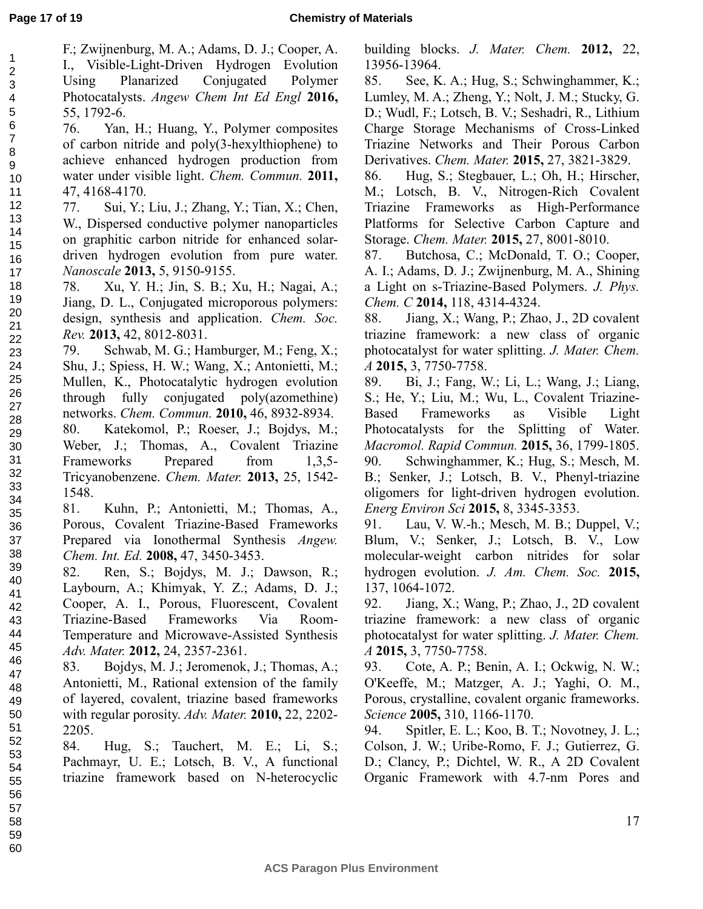F.; Zwijnenburg, M. A.; Adams, D. J.; Cooper, A. I., Visible-Light-Driven Hydrogen Evolution Using Planarized Conjugated Polymer Photocatalysts. *Angew Chem Int Ed Engl* **2016,** 55, 1792-6.

76. Yan, H.; Huang, Y., Polymer composites of carbon nitride and poly(3-hexylthiophene) to achieve enhanced hydrogen production from water under visible light. *Chem. Commun.* **2011,** 47, 4168-4170.

77. Sui, Y.; Liu, J.; Zhang, Y.; Tian, X.; Chen, W., Dispersed conductive polymer nanoparticles on graphitic carbon nitride for enhanced solar-driven hydrogen evolution from pure water. *Nanoscale* **2013,** 5, 9150-9155.

78. Xu, Y. H.; Jin, S. B.; Xu, H.; Nagai, A.; Jiang, D. L., Conjugated microporous polymers: design, synthesis and application. *Chem. Soc. Rev.* **2013,** 42, 8012-8031.

79. Schwab, M. G.; Hamburger, M.; Feng, X.; Shu, J.; Spiess, H. W.; Wang, X.; Antonietti, M.; Mullen, K., Photocatalytic hydrogen evolution through fully conjugated poly(azomethine) networks. *Chem. Commun.* **2010,** 46, 8932-8934.

80. Katekomol, P.; Roeser, J.; Bojdys, M.; Weber, J.; Thomas, A., Covalent Triazine Frameworks Prepared from 1,3,5-Tricyanobenzene. *Chem. Mater.* **2013,** 25, 1542-1548.

81. Kuhn, P.; Antonietti, M.; Thomas, A., Porous, Covalent Triazine-Based Frameworks Prepared via Ionothermal Synthesis *Angew. Chem. Int. Ed.* **2008,** 47, 3450-3453.

82. Ren, S.; Bojdys, M. J.; Dawson, R.; Laybourn, A.; Khimyak, Y. Z.; Adams, D. J.; Cooper, A. I., Porous, Fluorescent, Covalent Triazine-Based Frameworks Via Room-Temperature and Microwave-Assisted Synthesis *Adv. Mater.* **2012,** 24, 2357-2361.

83. Bojdys, M. J.; Jeromenok, J.; Thomas, A.; Antonietti, M., Rational extension of the family of layered, covalent, triazine based frameworks with regular porosity. *Adv. Mater.* **2010,** 22, 2202-2205.

84. Hug, S.; Tauchert, M. E.; Li, S.; Pachmayr, U. E.; Lotsch, B. V., A functional triazine framework based on N-heterocyclic building blocks. *J. Mater. Chem.* **2012,** 22, 13956-13964.

85. See, K. A.; Hug, S.; Schwinghammer, K.; Lumley, M. A.; Zheng, Y.; Nolt, J. M.; Stucky, G. D.; Wudl, F.; Lotsch, B. V.; Seshadri, R., Lithium Charge Storage Mechanisms of Cross-Linked Triazine Networks and Their Porous Carbon Derivatives. *Chem. Mater.* **2015,** 27, 3821-3829.

86. Hug, S.; Stegbauer, L.; Oh, H.; Hirscher, M.; Lotsch, B. V., Nitrogen-Rich Covalent Triazine Frameworks as High-Performance Platforms for Selective Carbon Capture and Storage. *Chem. Mater.* **2015,** 27, 8001-8010.

87. Butchosa, C.; McDonald, T. O.; Cooper, A. I.; Adams, D. J.; Zwijnenburg, M. A., Shining a Light on s-Triazine-Based Polymers. *J. Phys. Chem. C* **2014,** 118, 4314-4324.

88. Jiang, X.; Wang, P.; Zhao, J., 2D covalent triazine framework: a new class of organic photocatalyst for water splitting. *J. Mater. Chem. A* **2015,** 3, 7750-7758.

89. Bi, J.; Fang, W.; Li, L.; Wang, J.; Liang, S.; He, Y.; Liu, M.; Wu, L., Covalent Triazine-Based Frameworks as Visible Light Photocatalysts for the Splitting of Water. *Macromol. Rapid Commun.* **2015,** 36, 1799-1805.

90. Schwinghammer, K.; Hug, S.; Mesch, M. B.; Senker, J.; Lotsch, B. V., Phenyl-triazine oligomers for light-driven hydrogen evolution. *Energ Environ Sci* **2015,** 8, 3345-3353.

91. Lau, V. W.-h.; Mesch, M. B.; Duppel, V.; Blum, V.; Senker, J.; Lotsch, B. V., Low molecular-weight carbon nitrides for solar hydrogen evolution. *J. Am. Chem. Soc.* **2015,** 137, 1064-1072.

92. Jiang, X.; Wang, P.; Zhao, J., 2D covalent triazine framework: a new class of organic photocatalyst for water splitting. *J. Mater. Chem. A* **2015,** 3, 7750-7758.

93. Cote, A. P.; Benin, A. I.; Ockwig, N. W.; O'Keeffe, M.; Matzger, A. J.; Yaghi, O. M., Porous, crystalline, covalent organic frameworks. *Science* **2005,** 310, 1166-1170.

94. Spitler, E. L.; Koo, B. T.; Novotney, J. L.; Colson, J. W.; Uribe-Romo, F. J.; Gutierrez, G. D.; Clancy, P.; Dichtel, W. R., A 2D Covalent Organic Framework with 4.7-nm Pores and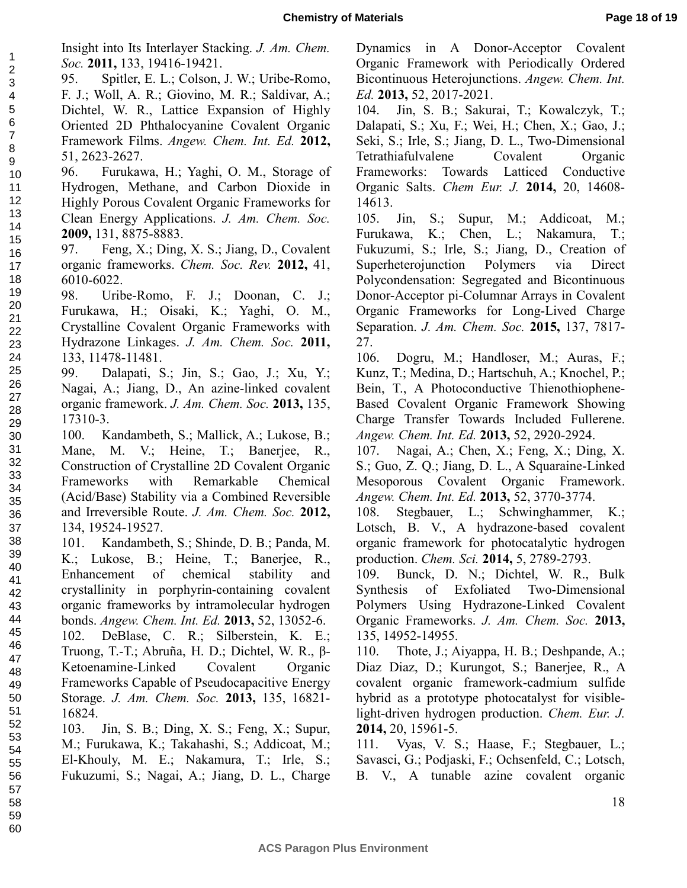Insight into Its Interlayer Stacking. *J. Am. Chem. Soc.* **2011,** 133, 19416-19421.

95. Spitler, E. L.; Colson, J. W.; Uribe-Romo, F. J.; Woll, A. R.; Giovino, M. R.; Saldivar, A.; Dichtel, W. R., Lattice Expansion of Highly Oriented 2D Phthalocyanine Covalent Organic Framework Films. *Angew. Chem. Int. Ed.* **2012,** 51, 2623-2627.

96. Furukawa, H.; Yaghi, O. M., Storage of Hydrogen, Methane, and Carbon Dioxide in Highly Porous Covalent Organic Frameworks for Clean Energy Applications. *J. Am. Chem. Soc.* **2009,** 131, 8875-8883.

97. Feng, X.; Ding, X. S.; Jiang, D., Covalent organic frameworks. *Chem. Soc. Rev.* **2012,** 41, 6010-6022.

98. Uribe-Romo, F. J.; Doonan, C. J.; Furukawa, H.; Oisaki, K.; Yaghi, O. M., Crystalline Covalent Organic Frameworks with Hydrazone Linkages. *J. Am. Chem. Soc.* **2011,** 133, 11478-11481.

99. Dalapati, S.; Jin, S.; Gao, J.; Xu, Y.; Nagai, A.; Jiang, D., An azine-linked covalent organic framework. *J. Am. Chem. Soc.* **2013,** 135, 17310-3.

100. Kandambeth, S.; Mallick, A.; Lukose, B.; Mane, M. V.; Heine, T.; Banerjee, R., Construction of Crystalline 2D Covalent Organic Frameworks with Remarkable Chemical (Acid/Base) Stability via a Combined Reversible and Irreversible Route. *J. Am. Chem. Soc.* **2012,** 134, 19524-19527.

101. Kandambeth, S.; Shinde, D. B.; Panda, M. K.; Lukose, B.; Heine, T.; Banerjee, R., Enhancement of chemical stability and crystallinity in porphyrin-containing covalent organic frameworks by intramolecular hydrogen bonds. *Angew. Chem. Int. Ed.* **2013,** 52, 13052-6.

102. DeBlase, C. R.; Silberstein, K. E.; Truong, T.-T.; Abruña, H. D.; Dichtel, W. R., β-Ketoenamine-Linked Covalent Organic Frameworks Capable of Pseudocapacitive Energy Storage. *J. Am. Chem. Soc.* **2013,** 135, 16821-16824.

103. Jin, S. B.; Ding, X. S.; Feng, X.; Supur, M.; Furukawa, K.; Takahashi, S.; Addicoat, M.; El-Khouly, M. E.; Nakamura, T.; Irle, S.; Fukuzumi, S.; Nagai, A.; Jiang, D. L., Charge Dynamics in A Donor-Acceptor Covalent Organic Framework with Periodically Ordered Bicontinuous Heterojunctions. *Angew. Chem. Int. Ed.* **2013,** 52, 2017-2021.

104. Jin, S. B.; Sakurai, T.; Kowalczyk, T.; Dalapati, S.; Xu, F.; Wei, H.; Chen, X.; Gao, J.; Seki, S.; Irle, S.; Jiang, D. L., Two-Dimensional Tetrathiafulvalene Covalent Organic Frameworks: Towards Latticed Conductive Organic Salts. *Chem Eur. J.* **2014,** 20, 14608-14613.

105. Jin, S.; Supur, M.; Addicoat, M.; Furukawa, K.; Chen, L.; Nakamura, T.; Fukuzumi, S.; Irle, S.; Jiang, D., Creation of Superheterojunction Polymers via Direct Polycondensation: Segregated and Bicontinuous Donor-Acceptor pi-Columnar Arrays in Covalent Organic Frameworks for Long-Lived Charge Separation. *J. Am. Chem. Soc.* **2015,** 137, 7817-27.

106. Dogru, M.; Handloser, M.; Auras, F.; Kunz, T.; Medina, D.; Hartschuh, A.; Knochel, P.; Bein, T., A Photoconductive Thienothiophene-Based Covalent Organic Framework Showing Charge Transfer Towards Included Fullerene. *Angew. Chem. Int. Ed.* **2013,** 52, 2920-2924.

107. Nagai, A.; Chen, X.; Feng, X.; Ding, X. S.; Guo, Z. Q.; Jiang, D. L., A Squaraine-Linked Mesoporous Covalent Organic Framework. *Angew. Chem. Int. Ed.* **2013,** 52, 3770-3774.

108. Stegbauer, L.; Schwinghammer, K.; Lotsch, B. V., A hydrazone-based covalent organic framework for photocatalytic hydrogen production. *Chem. Sci.* **2014,** 5, 2789-2793.

109. Bunck, D. N.; Dichtel, W. R., Bulk Synthesis of Exfoliated Two-Dimensional Polymers Using Hydrazone-Linked Covalent Organic Frameworks. *J. Am. Chem. Soc.* **2013,** 135, 14952-14955.

110. Thote, J.; Aiyappa, H. B.; Deshpande, A.; Diaz Diaz, D.; Kurungot, S.; Banerjee, R., A covalent organic framework-cadmium sulfide hybrid as a prototype photocatalyst for visible-light-driven hydrogen production. *Chem. Eur. J.* **2014,** 20, 15961-5.

111. Vyas, V. S.; Haase, F.; Stegbauer, L.; Savasci, G.; Podjaski, F.; Ochsenfeld, C.; Lotsch, B. V., A tunable azine covalent organic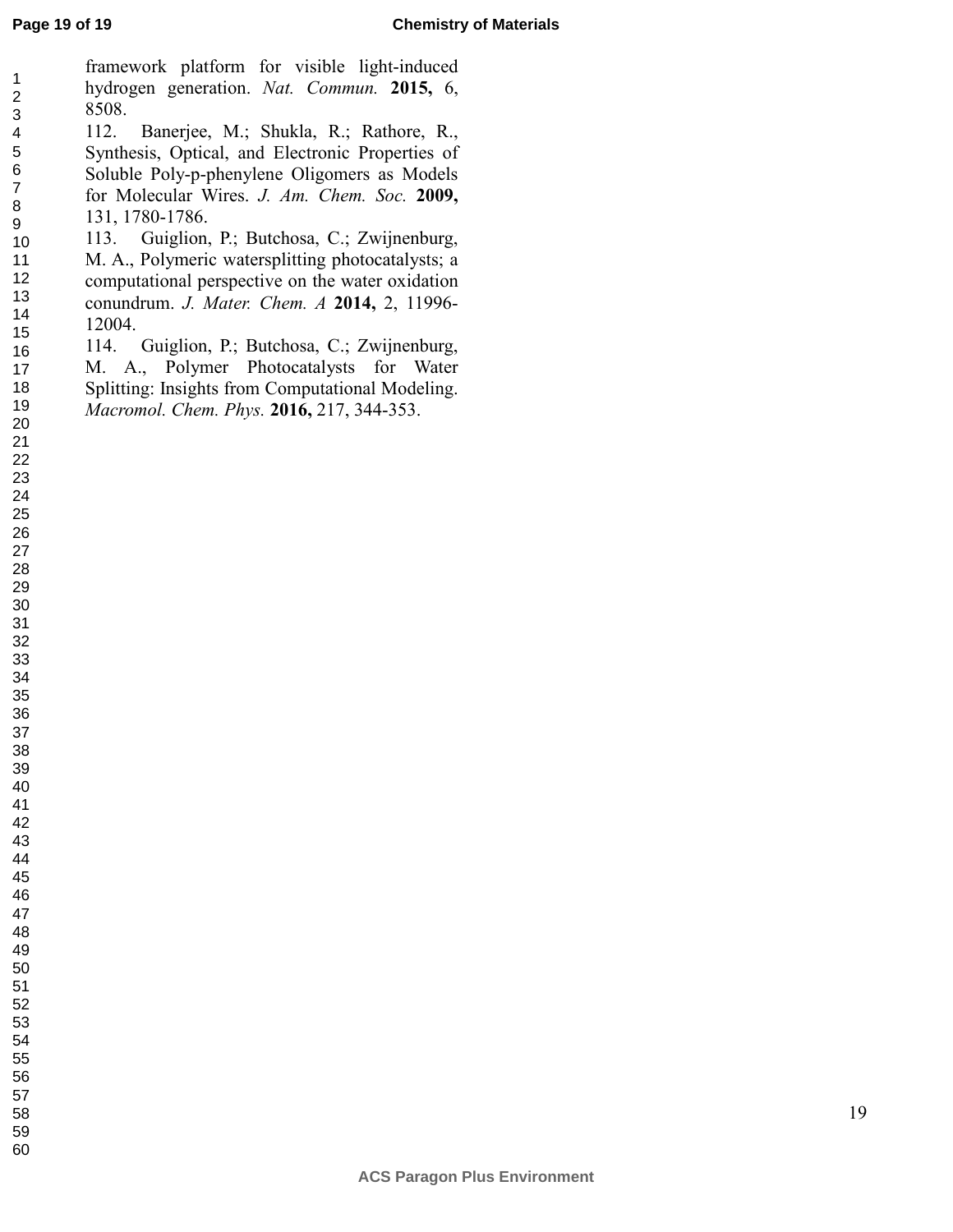framework platform for visible light-induced hydrogen generation. *Nat. Commun.* **2015,** 6, 8508.

112. Banerjee, M.; Shukla, R.; Rathore, R., Synthesis, Optical, and Electronic Properties of Soluble Poly-p-phenylene Oligomers as Models for Molecular Wires. *J. Am. Chem. Soc.* **2009,** 131, 1780-1786.

113. Guiglion, P.; Butchosa, C.; Zwijnenburg, M. A., Polymeric watersplitting photocatalysts; a computational perspective on the water oxidation conundrum. *J. Mater. Chem. A* **2014,** 2, 11996-12004.

114. Guiglion, P.; Butchosa, C.; Zwijnenburg, M. A., Polymer Photocatalysts for Water Splitting: Insights from Computational Modeling. *Macromol. Chem. Phys.* **2016,** 217, 344-353.